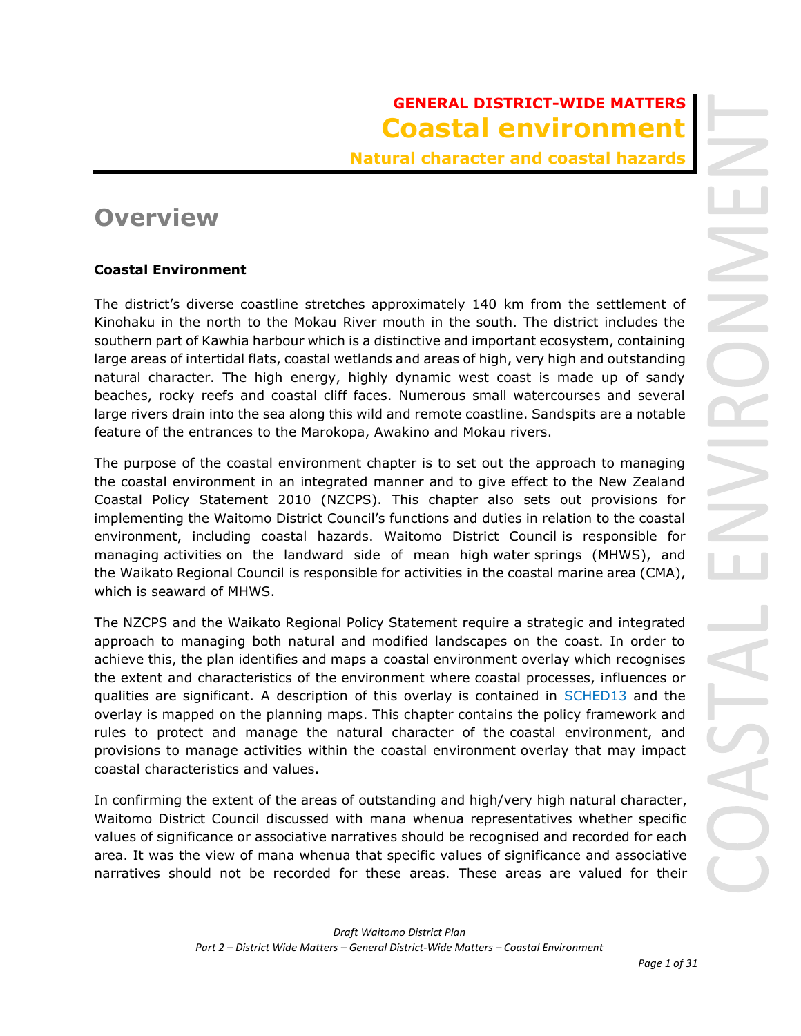**GENERAL DISTRICT-WIDE MATTERS**

# Coastal environment

### Natural character and coastal hazards

## Overview

**Coastal Environment**

The district's diverse coastline stretches approximately 140 km from the settlement of Kinohaku in the north to the Mokau River mouth in the south. The district includes the southern part of Kawhia harbour which is a distinctive and important ecosystem, containing large areas of intertidal flats, coastal wetlands and areas of high, very high and outstanding natural character. The high energy, highly dynamic west coast is made up of sandy beaches, rocky reefs and coastal cliff faces. Numerous small watercourses and several large rivers drain into the sea along this wild and remote coastline. Sandspits are a notable feature of the entrances to the Marokopa, Awakino and Mokau rivers.

The purpose of the coastal environment chapter is to set out the approach to managing the coastal environment in an integrated manner and to give effect to the New Zealand Coastal Policy Statement 2010 (NZCPS). This chapter also sets out provisions for implementing the Waitomo District Council's functions and duties in relation to the coastal environment, including coastal hazards. Waitomo District Council is responsible for managing activities on the landward side of mean high water springs (MHWS), and the Waikato Regional Council is responsible for activities in the coastal marine area (CMA), which is seaward of MHWS.

The NZCPS and the Waikato Regional Policy Statement require a strategic and integrated approach to managing both natural and modified landscapes on the coast. In order to achieve this, the plan identifies and maps a coastal environment overlay which recognises the extent and characteristics of the environment where coastal processes, influences or qualities are significant. A description of this overlay is contained in SCHED13 and the overlay is mapped on the planning maps. This chapter contains the policy framework and rules to protect and manage the natural character of the coastal environment, and provisions to manage activities within the coastal environment overlay that may impact coastal characteristics and values.

In confirming the extent of the areas of outstanding and high/very high natural character, Waitomo District Council discussed with mana whenua representatives whether specific values of significance or associative narratives should be recognised and recorded for each area. It was the view of mana whenua that specific values of significance and associative narratives should not be recorded for these areas. These areas are valued for their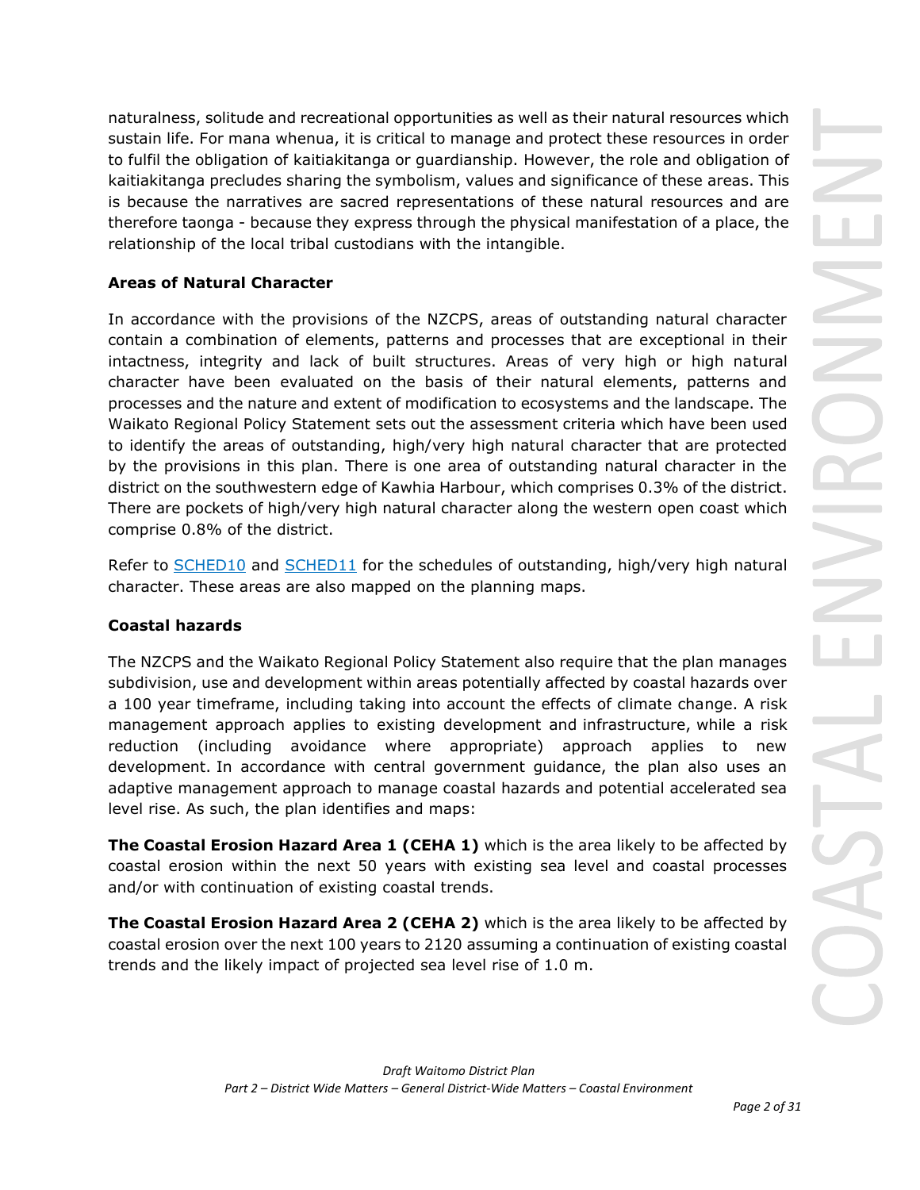naturalness, solitude and recreational opportunities as well as their natural resources which sustain life. For mana whenua, it is critical to manage and protect these resources in order to fulfil the obligation of kaitiakitanga or guardianship. However, the role and obligation of kaitiakitanga precludes sharing the symbolism, values and significance of these areas. This is because the narratives are sacred representations of these natural resources and are therefore taonga - because they express through the physical manifestation of a place, the relationship of the local tribal custodians with the intangible.

**Areas of Natural Character**

In accordance with the provisions of the NZCPS, areas of outstanding natural character contain a combination of elements, patterns and processes that are exceptional in their intactness, integrity and lack of built structures. Areas of very high or high natural character have been evaluated on the basis of their natural elements, patterns and processes and the nature and extent of modification to ecosystems and the landscape. The Waikato Regional Policy Statement sets out the assessment criteria which have been used to identify the areas of outstanding, high/very high natural character that are protected by the provisions in this plan. There is one area of outstanding natural character in the district on the southwestern edge of Kawhia Harbour, which comprises 0.3% of the district. There are pockets of high/very high natural character along the western open coast which comprise 0.8% of the district.

Refer to SCHED10 and SCHED11 for the schedules of outstanding, high/very high natural character. These areas are also mapped on the planning maps.

**Coastal hazards**

The NZCPS and the Waikato Regional Policy Statement also require that the plan manages subdivision, use and development within areas potentially affected by coastal hazards over a 100 year timeframe, including taking into account the effects of climate change. A risk management approach applies to existing development and infrastructure, while a risk reduction (including avoidance where appropriate) approach applies to new development. In accordance with central government guidance, the plan also uses an adaptive management approach to manage coastal hazards and potential accelerated sea level rise. As such, the plan identifies and maps:

**The Coastal Erosion Hazard Area 1 (CEHA 1)** which is the area likely to be affected by coastal erosion within the next 50 years with existing sea level and coastal processes and/or with continuation of existing coastal trends.

**The Coastal Erosion Hazard Area 2 (CEHA 2)** which is the area likely to be affected by coastal erosion over the next 100 years to 2120 assuming a continuation of existing coastal trends and the likely impact of projected sea level rise of 1.0 m.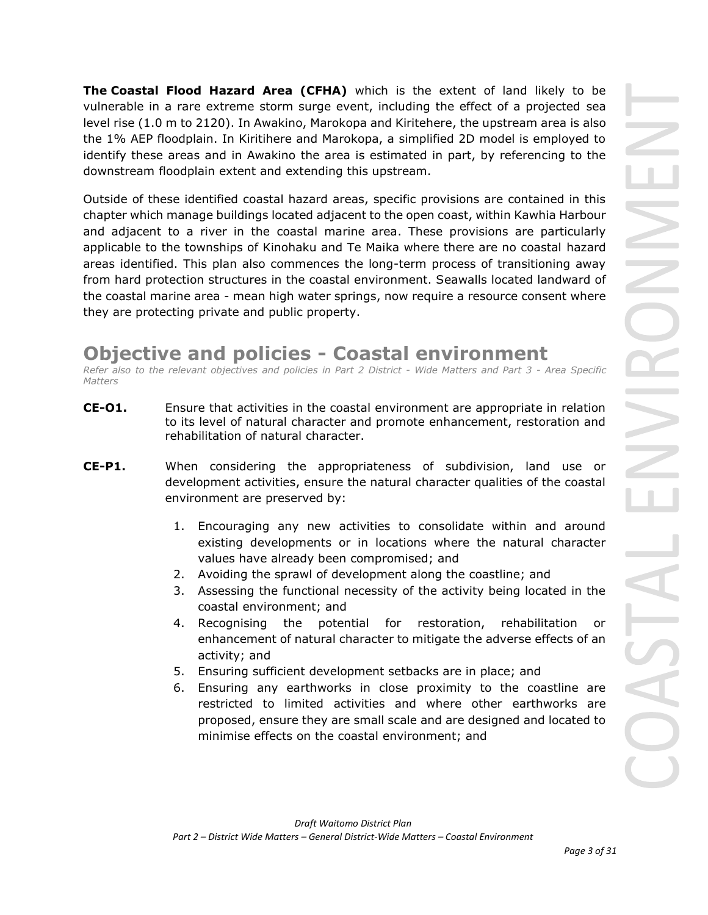**The Coastal Flood Hazard Area (CFHA)** which is the extent of land likely to be vulnerable in a rare extreme storm surge event, including the effect of a projected sea level rise (1.0 m to 2120). In Awakino, Marokopa and Kiritehere, the upstream area is also the 1% AEP floodplain. In Kiritihere and Marokopa, a simplified 2D model is employed to identify these areas and in Awakino the area is estimated in part, by referencing to the downstream floodplain extent and extending this upstream.

Outside of these identified coastal hazard areas, specific provisions are contained in this chapter which manage buildings located adjacent to the open coast, within Kawhia Harbour and adjacent to a river in the coastal marine area. These provisions are particularly applicable to the townships of Kinohaku and Te Maika where there are no coastal hazard areas identified. This plan also commences the long-term process of transitioning away from hard protection structures in the coastal environment. Seawalls located landward of the coastal marine area - mean high water springs, now require a resource consent where they are protecting private and public property.

## Objective and policies - Coastal environment

*Refer also to the relevant objectives and policies in Part 2 District - Wide Matters and Part 3 - Area Specific Matters*

**CE-O1.** Ensure that activities in the coastal environment are appropriate in relation to its level of natural character and promote enhancement, restoration and rehabilitation of natural character.

**CE-P1.** When considering the appropriateness of subdivision, land use or development activities, ensure the natural character qualities of the coastal environment are preserved by:

1. Encouraging any new activities to consolidate within and around existing developments or in locations where the natural character values have already been compromised; and
2. Avoiding the sprawl of development along the coastline; and
3. Assessing the functional necessity of the activity being located in the coastal environment; and
4. Recognising the potential for restoration, rehabilitation or enhancement of natural character to mitigate the adverse effects of an activity; and
5. Ensuring sufficient development setbacks are in place; and
6. Ensuring any earthworks in close proximity to the coastline are restricted to limited activities and where other earthworks are proposed, ensure they are small scale and are designed and located to minimise effects on the coastal environment; and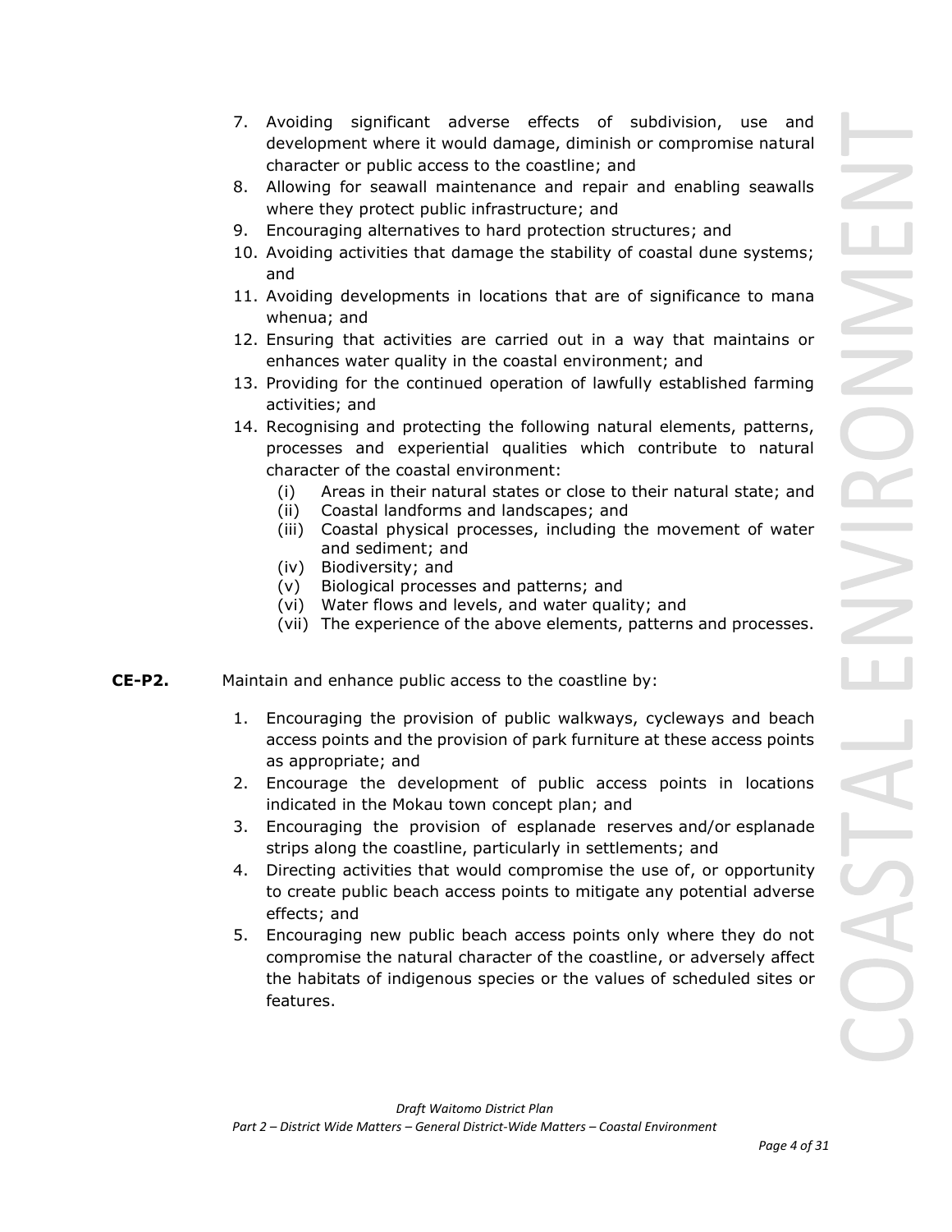7. Avoiding significant adverse effects of subdivision, use and development where it would damage, diminish or compromise natural character or public access to the coastline; and
8. Allowing for seawall maintenance and repair and enabling seawalls where they protect public infrastructure; and
9. Encouraging alternatives to hard protection structures; and
10. Avoiding activities that damage the stability of coastal dune systems; and
11. Avoiding developments in locations that are of significance to mana whenua; and
12. Ensuring that activities are carried out in a way that maintains or enhances water quality in the coastal environment; and
13. Providing for the continued operation of lawfully established farming activities; and
14. Recognising and protecting the following natural elements, patterns, processes and experiential qualities which contribute to natural character of the coastal environment:
    - (i) Areas in their natural states or close to their natural state; and
    - (ii) Coastal landforms and landscapes; and
    - (iii) Coastal physical processes, including the movement of water and sediment; and
    - (iv) Biodiversity; and
    - (v) Biological processes and patterns; and
    - (vi) Water flows and levels, and water quality; and
    - (vii) The experience of the above elements, patterns and processes.

**CE-P2.** Maintain and enhance public access to the coastline by:

1. Encouraging the provision of public walkways, cycleways and beach access points and the provision of park furniture at these access points as appropriate; and
2. Encourage the development of public access points in locations indicated in the Mokau town concept plan; and
3. Encouraging the provision of esplanade reserves and/or esplanade strips along the coastline, particularly in settlements; and
4. Directing activities that would compromise the use of, or opportunity to create public beach access points to mitigate any potential adverse effects; and
5. Encouraging new public beach access points only where they do not compromise the natural character of the coastline, or adversely affect the habitats of indigenous species or the values of scheduled sites or features.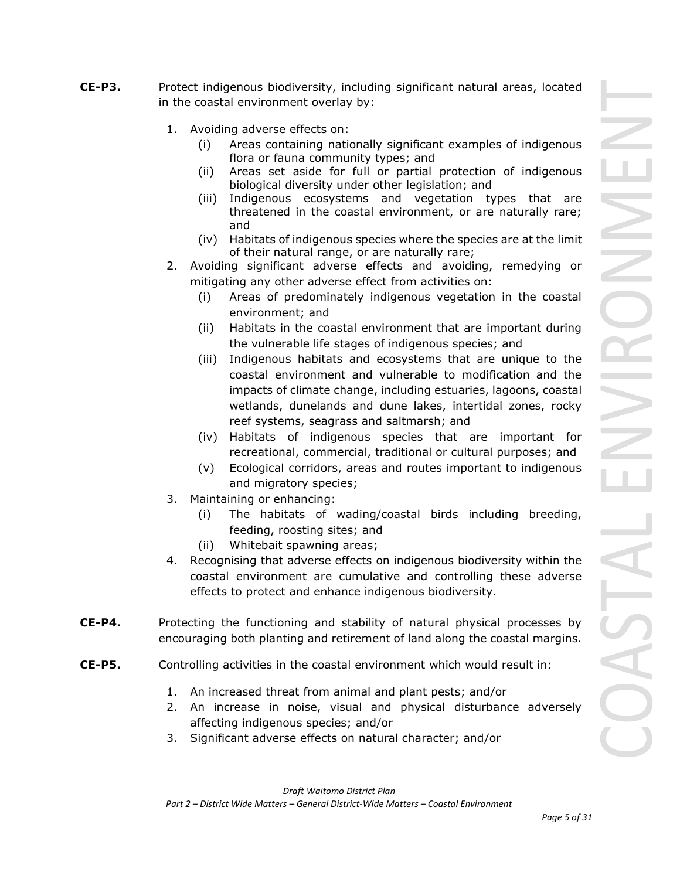**CE-P3.** Protect indigenous biodiversity, including significant natural areas, located in the coastal environment overlay by:

1. Avoiding adverse effects on:
   - (i) Areas containing nationally significant examples of indigenous flora or fauna community types; and
   - (ii) Areas set aside for full or partial protection of indigenous biological diversity under other legislation; and
   - (iii) Indigenous ecosystems and vegetation types that are threatened in the coastal environment, or are naturally rare; and
   - (iv) Habitats of indigenous species where the species are at the limit of their natural range, or are naturally rare;
2. Avoiding significant adverse effects and avoiding, remedying or mitigating any other adverse effect from activities on:
   - (i) Areas of predominately indigenous vegetation in the coastal environment; and
   - (ii) Habitats in the coastal environment that are important during the vulnerable life stages of indigenous species; and
   - (iii) Indigenous habitats and ecosystems that are unique to the coastal environment and vulnerable to modification and the impacts of climate change, including estuaries, lagoons, coastal wetlands, dunelands and dune lakes, intertidal zones, rocky reef systems, seagrass and saltmarsh; and
   - (iv) Habitats of indigenous species that are important for recreational, commercial, traditional or cultural purposes; and
   - (v) Ecological corridors, areas and routes important to indigenous and migratory species;
3. Maintaining or enhancing:
   - (i) The habitats of wading/coastal birds including breeding, feeding, roosting sites; and
   - (ii) Whitebait spawning areas;
4. Recognising that adverse effects on indigenous biodiversity within the coastal environment are cumulative and controlling these adverse effects to protect and enhance indigenous biodiversity.

**CE-P4.** Protecting the functioning and stability of natural physical processes by encouraging both planting and retirement of land along the coastal margins.

**CE-P5.** Controlling activities in the coastal environment which would result in:

1. An increased threat from animal and plant pests; and/or
2. An increase in noise, visual and physical disturbance adversely affecting indigenous species; and/or
3. Significant adverse effects on natural character; and/or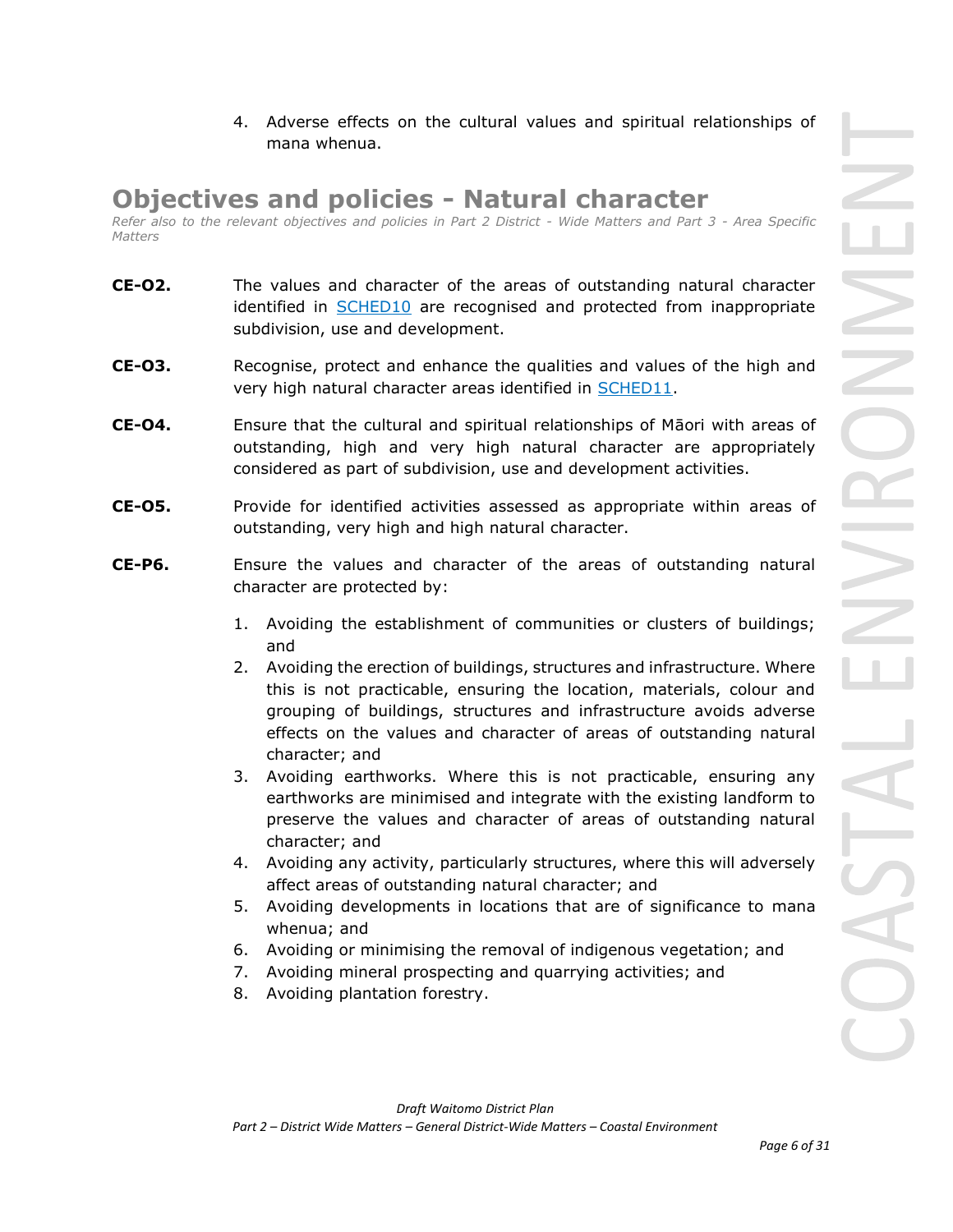4. Adverse effects on the cultural values and spiritual relationships of mana whenua.

## Objectives and policies - Natural character

*Refer also to the relevant objectives and policies in Part 2 District - Wide Matters and Part 3 - Area Specific Matters*

**CE-O2.** The values and character of the areas of outstanding natural character identified in [SCHED10]() are recognised and protected from inappropriate subdivision, use and development.

**CE-O3.** Recognise, protect and enhance the qualities and values of the high and very high natural character areas identified in [SCHED11]().

**CE-O4.** Ensure that the cultural and spiritual relationships of Māori with areas of outstanding, high and very high natural character are appropriately considered as part of subdivision, use and development activities.

**CE-O5.** Provide for identified activities assessed as appropriate within areas of outstanding, very high and high natural character.

**CE-P6.** Ensure the values and character of the areas of outstanding natural character are protected by:

1. Avoiding the establishment of communities or clusters of buildings; and
2. Avoiding the erection of buildings, structures and infrastructure. Where this is not practicable, ensuring the location, materials, colour and grouping of buildings, structures and infrastructure avoids adverse effects on the values and character of areas of outstanding natural character; and
3. Avoiding earthworks. Where this is not practicable, ensuring any earthworks are minimised and integrate with the existing landform to preserve the values and character of areas of outstanding natural character; and
4. Avoiding any activity, particularly structures, where this will adversely affect areas of outstanding natural character; and
5. Avoiding developments in locations that are of significance to mana whenua; and
6. Avoiding or minimising the removal of indigenous vegetation; and
7. Avoiding mineral prospecting and quarrying activities; and
8. Avoiding plantation forestry.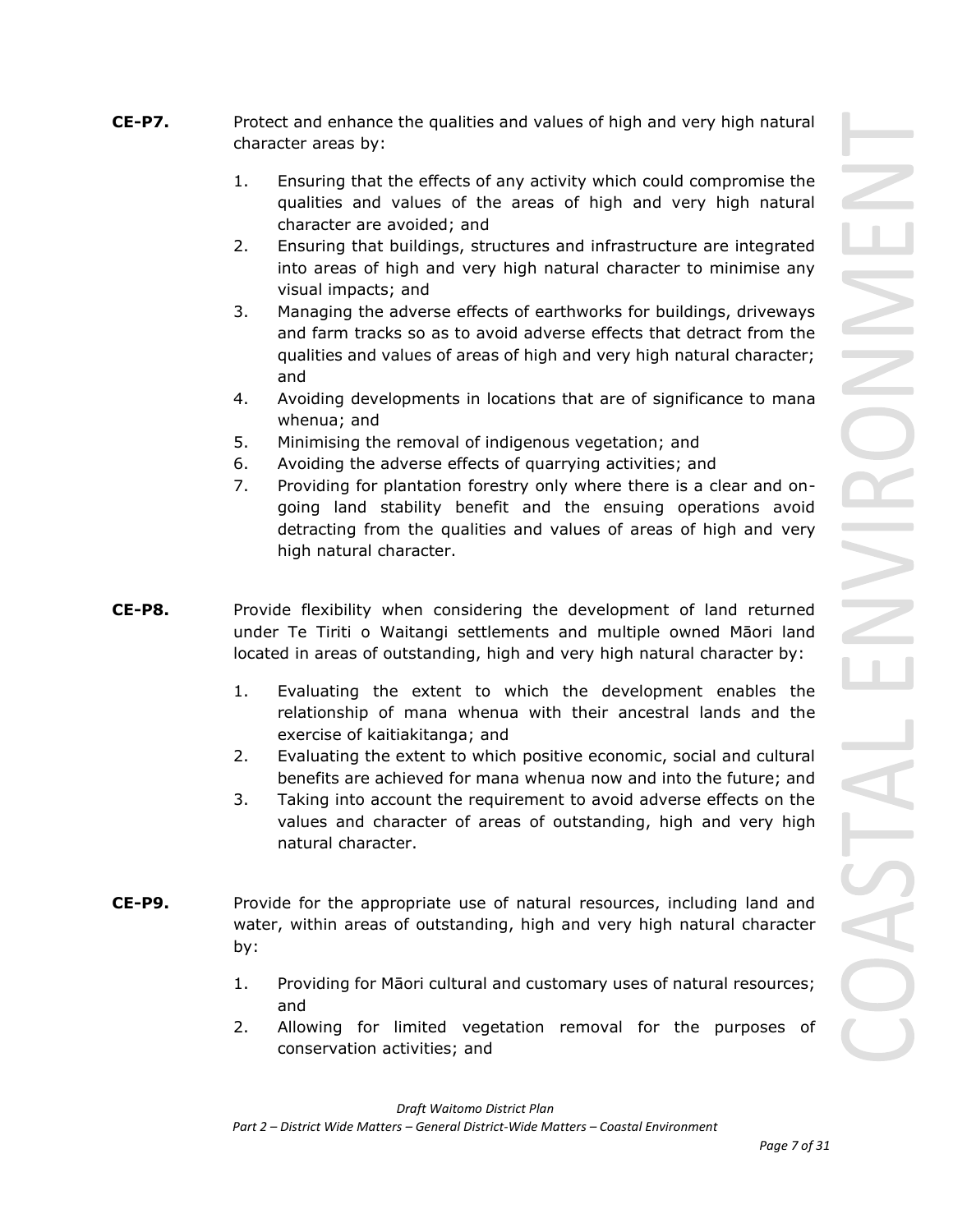**CE-P7.** Protect and enhance the qualities and values of high and very high natural character areas by:

1. Ensuring that the effects of any activity which could compromise the qualities and values of the areas of high and very high natural character are avoided; and
2. Ensuring that buildings, structures and infrastructure are integrated into areas of high and very high natural character to minimise any visual impacts; and
3. Managing the adverse effects of earthworks for buildings, driveways and farm tracks so as to avoid adverse effects that detract from the qualities and values of areas of high and very high natural character; and
4. Avoiding developments in locations that are of significance to mana whenua; and
5. Minimising the removal of indigenous vegetation; and
6. Avoiding the adverse effects of quarrying activities; and
7. Providing for plantation forestry only where there is a clear and on-going land stability benefit and the ensuing operations avoid detracting from the qualities and values of areas of high and very high natural character.

**CE-P8.** Provide flexibility when considering the development of land returned under Te Tiriti o Waitangi settlements and multiple owned Māori land located in areas of outstanding, high and very high natural character by:

1. Evaluating the extent to which the development enables the relationship of mana whenua with their ancestral lands and the exercise of kaitiakitanga; and
2. Evaluating the extent to which positive economic, social and cultural benefits are achieved for mana whenua now and into the future; and
3. Taking into account the requirement to avoid adverse effects on the values and character of areas of outstanding, high and very high natural character.

**CE-P9.** Provide for the appropriate use of natural resources, including land and water, within areas of outstanding, high and very high natural character by:

1. Providing for Māori cultural and customary uses of natural resources; and
2. Allowing for limited vegetation removal for the purposes of conservation activities; and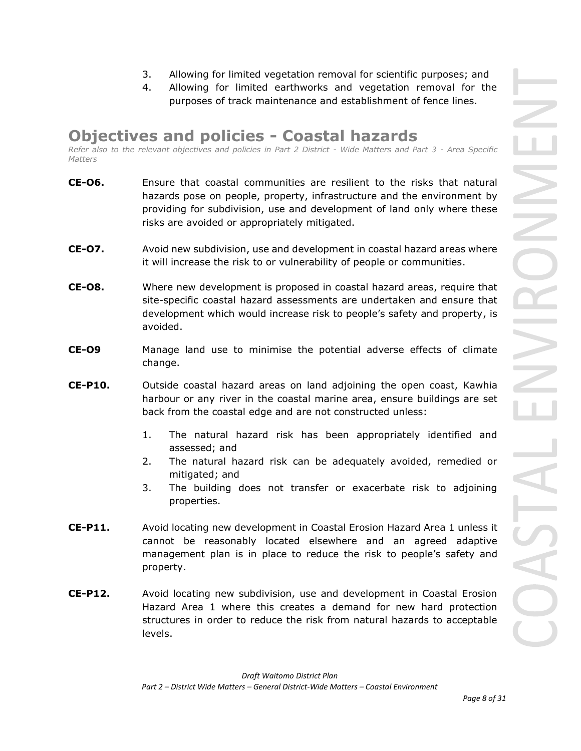3. Allowing for limited vegetation removal for scientific purposes; and
4. Allowing for limited earthworks and vegetation removal for the purposes of track maintenance and establishment of fence lines.

## Objectives and policies - Coastal hazards

*Refer also to the relevant objectives and policies in Part 2 District - Wide Matters and Part 3 - Area Specific Matters*

**CE-O6.** Ensure that coastal communities are resilient to the risks that natural hazards pose on people, property, infrastructure and the environment by providing for subdivision, use and development of land only where these risks are avoided or appropriately mitigated.

**CE-O7.** Avoid new subdivision, use and development in coastal hazard areas where it will increase the risk to or vulnerability of people or communities.

**CE-O8.** Where new development is proposed in coastal hazard areas, require that site-specific coastal hazard assessments are undertaken and ensure that development which would increase risk to people's safety and property, is avoided.

**CE-O9** Manage land use to minimise the potential adverse effects of climate change.

**CE-P10.** Outside coastal hazard areas on land adjoining the open coast, Kawhia harbour or any river in the coastal marine area, ensure buildings are set back from the coastal edge and are not constructed unless:

1. The natural hazard risk has been appropriately identified and assessed; and
2. The natural hazard risk can be adequately avoided, remedied or mitigated; and
3. The building does not transfer or exacerbate risk to adjoining properties.

**CE-P11.** Avoid locating new development in Coastal Erosion Hazard Area 1 unless it cannot be reasonably located elsewhere and an agreed adaptive management plan is in place to reduce the risk to people's safety and property.

**CE-P12.** Avoid locating new subdivision, use and development in Coastal Erosion Hazard Area 1 where this creates a demand for new hard protection structures in order to reduce the risk from natural hazards to acceptable levels.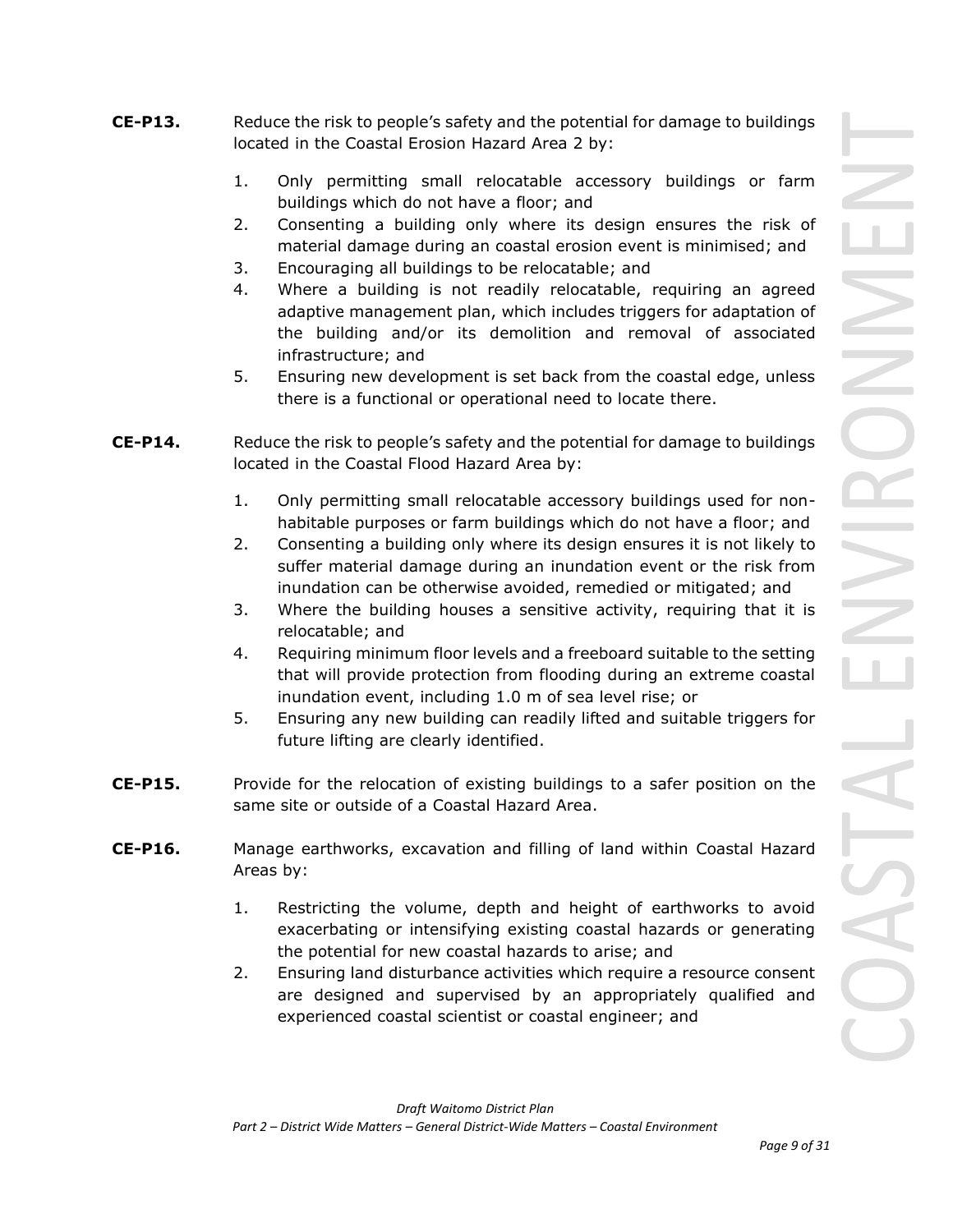**CE-P13.** Reduce the risk to people's safety and the potential for damage to buildings located in the Coastal Erosion Hazard Area 2 by:

1. Only permitting small relocatable accessory buildings or farm buildings which do not have a floor; and
2. Consenting a building only where its design ensures the risk of material damage during an coastal erosion event is minimised; and
3. Encouraging all buildings to be relocatable; and
4. Where a building is not readily relocatable, requiring an agreed adaptive management plan, which includes triggers for adaptation of the building and/or its demolition and removal of associated infrastructure; and
5. Ensuring new development is set back from the coastal edge, unless there is a functional or operational need to locate there.

**CE-P14.** Reduce the risk to people's safety and the potential for damage to buildings located in the Coastal Flood Hazard Area by:

1. Only permitting small relocatable accessory buildings used for non-habitable purposes or farm buildings which do not have a floor; and
2. Consenting a building only where its design ensures it is not likely to suffer material damage during an inundation event or the risk from inundation can be otherwise avoided, remedied or mitigated; and
3. Where the building houses a sensitive activity, requiring that it is relocatable; and
4. Requiring minimum floor levels and a freeboard suitable to the setting that will provide protection from flooding during an extreme coastal inundation event, including 1.0 m of sea level rise; or
5. Ensuring any new building can readily lifted and suitable triggers for future lifting are clearly identified.

**CE-P15.** Provide for the relocation of existing buildings to a safer position on the same site or outside of a Coastal Hazard Area.

**CE-P16.** Manage earthworks, excavation and filling of land within Coastal Hazard Areas by:

1. Restricting the volume, depth and height of earthworks to avoid exacerbating or intensifying existing coastal hazards or generating the potential for new coastal hazards to arise; and
2. Ensuring land disturbance activities which require a resource consent are designed and supervised by an appropriately qualified and experienced coastal scientist or coastal engineer; and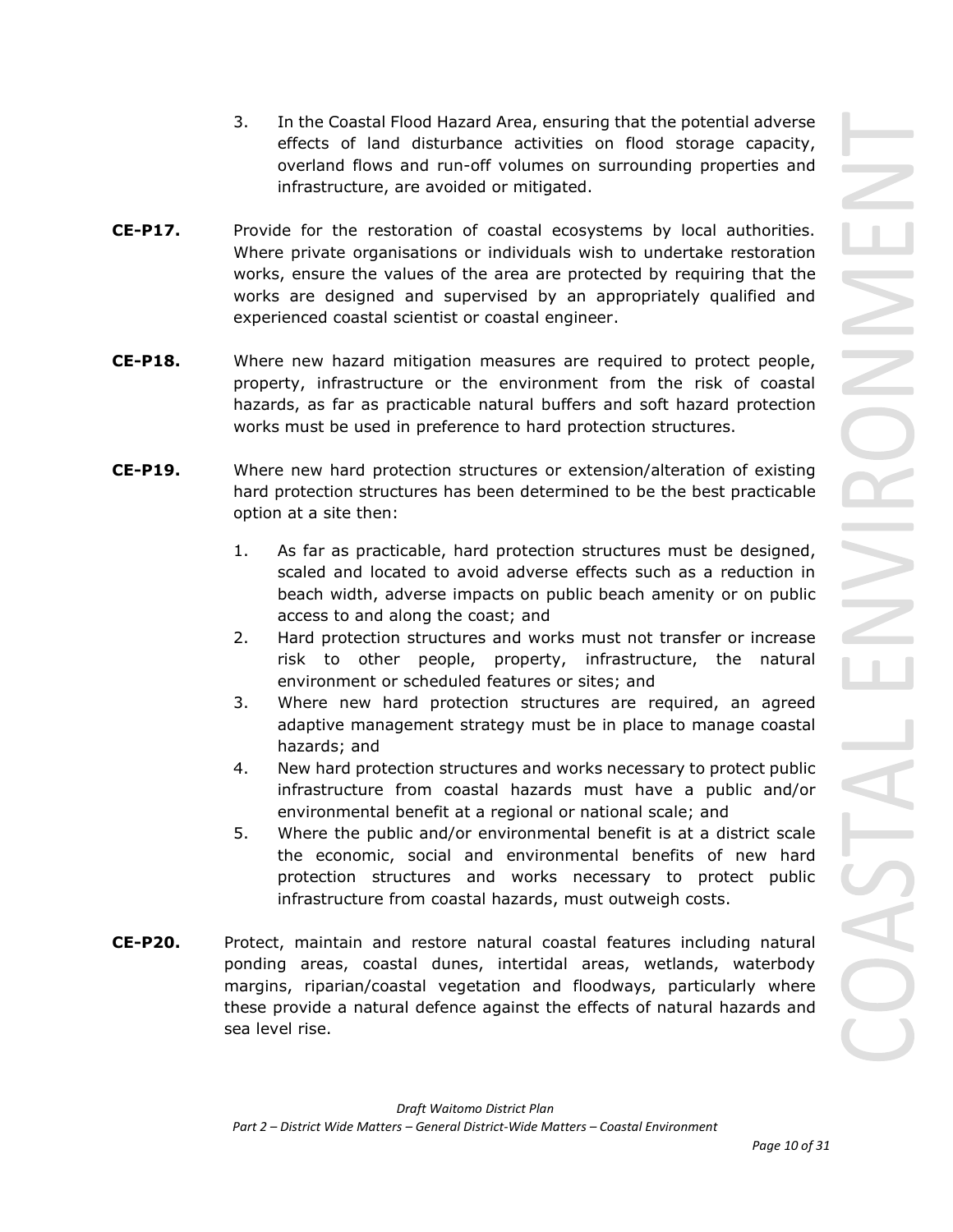3. In the Coastal Flood Hazard Area, ensuring that the potential adverse effects of land disturbance activities on flood storage capacity, overland flows and run-off volumes on surrounding properties and infrastructure, are avoided or mitigated.

**CE-P17.** Provide for the restoration of coastal ecosystems by local authorities. Where private organisations or individuals wish to undertake restoration works, ensure the values of the area are protected by requiring that the works are designed and supervised by an appropriately qualified and experienced coastal scientist or coastal engineer.

**CE-P18.** Where new hazard mitigation measures are required to protect people, property, infrastructure or the environment from the risk of coastal hazards, as far as practicable natural buffers and soft hazard protection works must be used in preference to hard protection structures.

**CE-P19.** Where new hard protection structures or extension/alteration of existing hard protection structures has been determined to be the best practicable option at a site then:

1. As far as practicable, hard protection structures must be designed, scaled and located to avoid adverse effects such as a reduction in beach width, adverse impacts on public beach amenity or on public access to and along the coast; and
2. Hard protection structures and works must not transfer or increase risk to other people, property, infrastructure, the natural environment or scheduled features or sites; and
3. Where new hard protection structures are required, an agreed adaptive management strategy must be in place to manage coastal hazards; and
4. New hard protection structures and works necessary to protect public infrastructure from coastal hazards must have a public and/or environmental benefit at a regional or national scale; and
5. Where the public and/or environmental benefit is at a district scale the economic, social and environmental benefits of new hard protection structures and works necessary to protect public infrastructure from coastal hazards, must outweigh costs.

**CE-P20.** Protect, maintain and restore natural coastal features including natural ponding areas, coastal dunes, intertidal areas, wetlands, waterbody margins, riparian/coastal vegetation and floodways, particularly where these provide a natural defence against the effects of natural hazards and sea level rise.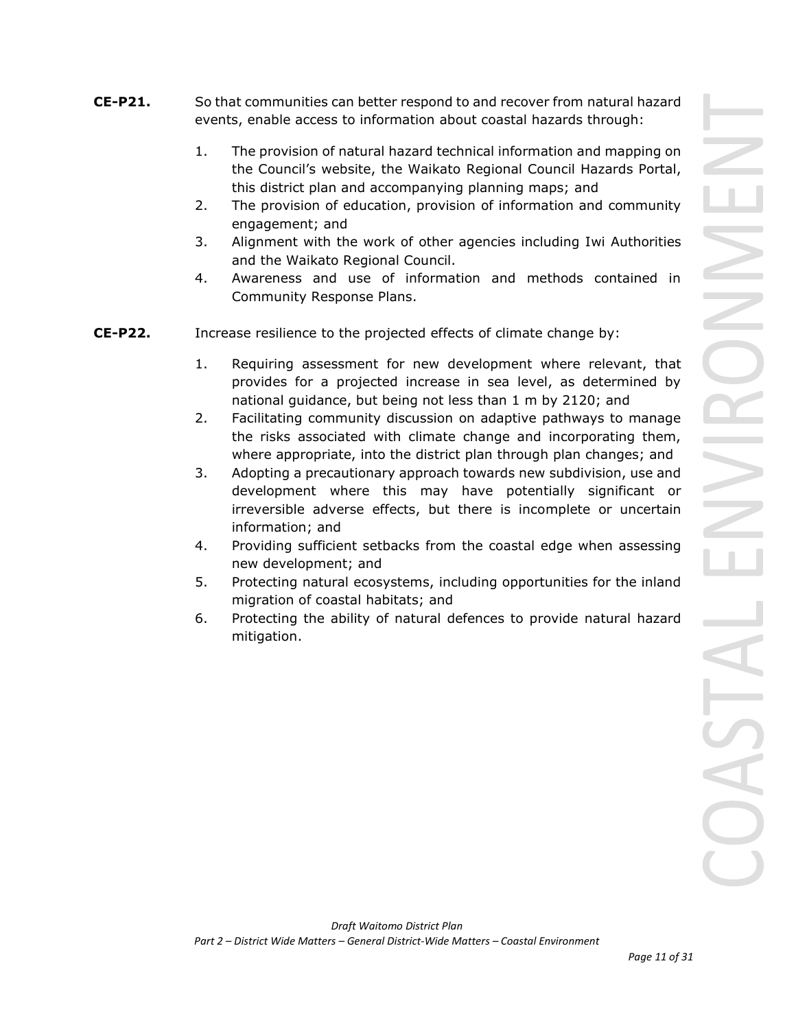**CE-P21.** So that communities can better respond to and recover from natural hazard events, enable access to information about coastal hazards through:

1. The provision of natural hazard technical information and mapping on the Council's website, the Waikato Regional Council Hazards Portal, this district plan and accompanying planning maps; and
2. The provision of education, provision of information and community engagement; and
3. Alignment with the work of other agencies including Iwi Authorities and the Waikato Regional Council.
4. Awareness and use of information and methods contained in Community Response Plans.

**CE-P22.** Increase resilience to the projected effects of climate change by:

1. Requiring assessment for new development where relevant, that provides for a projected increase in sea level, as determined by national guidance, but being not less than 1 m by 2120; and
2. Facilitating community discussion on adaptive pathways to manage the risks associated with climate change and incorporating them, where appropriate, into the district plan through plan changes; and
3. Adopting a precautionary approach towards new subdivision, use and development where this may have potentially significant or irreversible adverse effects, but there is incomplete or uncertain information; and
4. Providing sufficient setbacks from the coastal edge when assessing new development; and
5. Protecting natural ecosystems, including opportunities for the inland migration of coastal habitats; and
6. Protecting the ability of natural defences to provide natural hazard mitigation.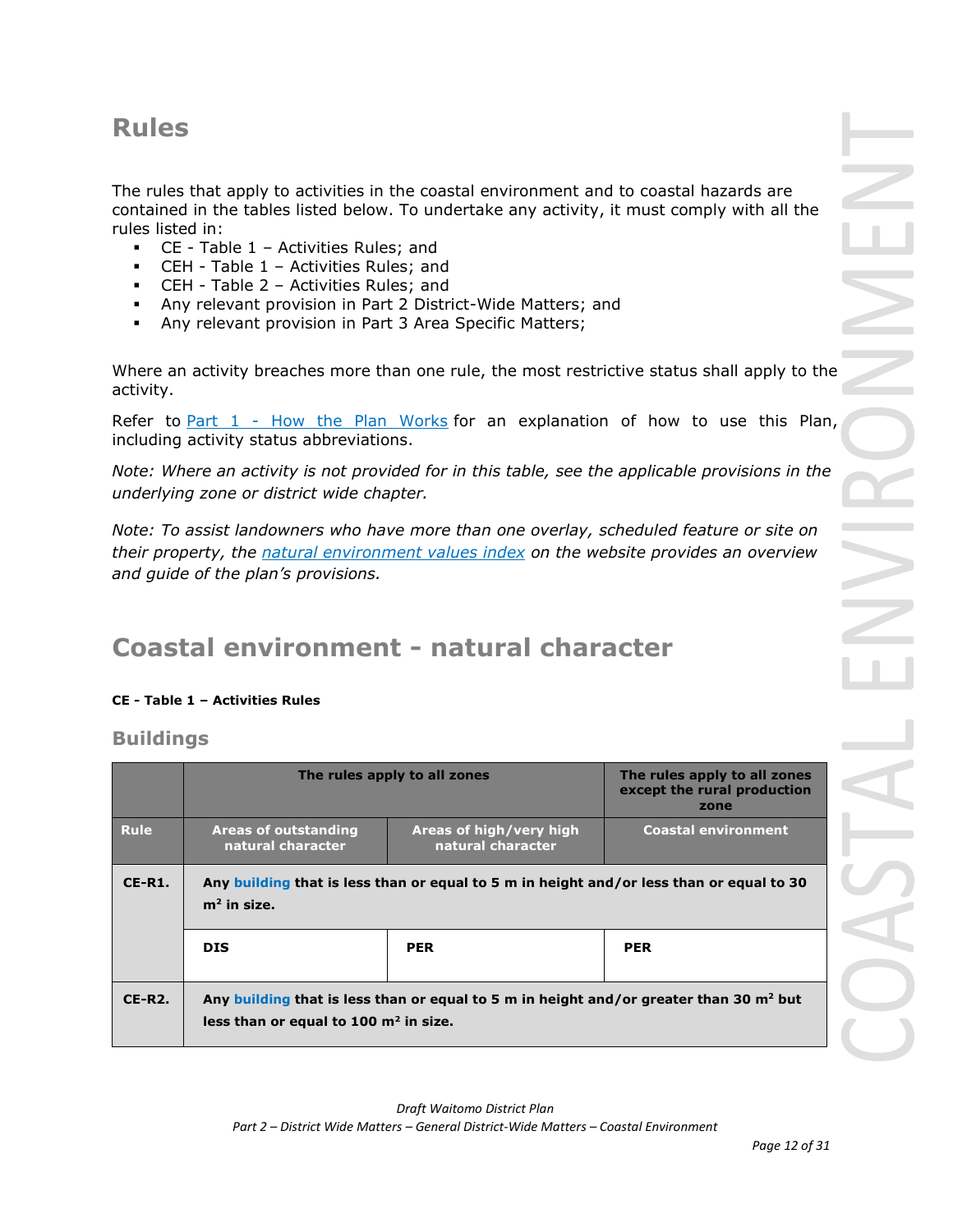# Rules

The rules that apply to activities in the coastal environment and to coastal hazards are contained in the tables listed below. To undertake any activity, it must comply with all the rules listed in:

- CE - Table 1 – Activities Rules; and
- CEH - Table 1 – Activities Rules; and
- CEH - Table 2 – Activities Rules; and
- Any relevant provision in Part 2 District-Wide Matters; and
- Any relevant provision in Part 3 Area Specific Matters;

Where an activity breaches more than one rule, the most restrictive status shall apply to the activity.

Refer to [Part 1 - How the Plan Works](#) for an explanation of how to use this Plan, including activity status abbreviations.

*Note: Where an activity is not provided for in this table, see the applicable provisions in the underlying zone or district wide chapter.*

*Note: To assist landowners who have more than one overlay, scheduled feature or site on their property, the [natural environment values index](#) on the website provides an overview and guide of the plan's provisions.*

# Coastal environment - natural character

**CE - Table 1 – Activities Rules**

## Buildings

| | The rules apply to all zones | | The rules apply to all zones except the rural production zone |
|---|---|---|---|
| **Rule** | **Areas of outstanding natural character** | **Areas of high/very high natural character** | **Coastal environment** |
| **CE-R1.** | **Any building that is less than or equal to 5 m in height and/or less than or equal to 30 m² in size.** | | |
| | **DIS** | **PER** | **PER** |
| **CE-R2.** | **Any building that is less than or equal to 5 m in height and/or greater than 30 m² but less than or equal to 100 m² in size.** | | |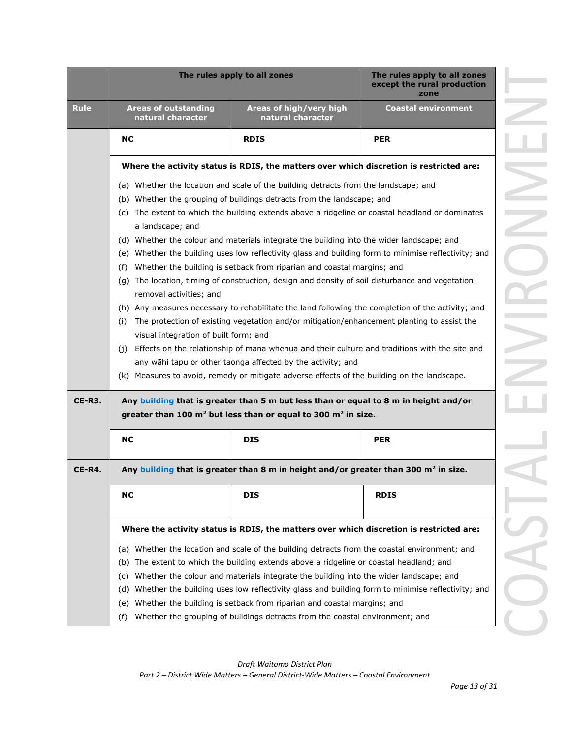| Rule | The rules apply to all zones | | The rules apply to all zones except the rural production zone |
|---|---|---|---|
| | **Areas of outstanding natural character** | **Areas of high/very high natural character** | **Coastal environment** |
| | NC | RDIS | PER |
| | **Where the activity status is RDIS, the matters over which discretion is restricted are:**<br>(a) Whether the location and scale of the building detracts from the landscape; and<br>(b) Whether the grouping of buildings detracts from the landscape; and<br>(c) The extent to which the building extends above a ridgeline or coastal headland or dominates a landscape; and<br>(d) Whether the colour and materials integrate the building into the wider landscape; and<br>(e) Whether the building uses low reflectivity glass and building form to minimise reflectivity; and<br>(f) Whether the building is setback from riparian and coastal margins; and<br>(g) The location, timing of construction, design and density of soil disturbance and vegetation removal activities; and<br>(h) Any measures necessary to rehabilitate the land following the completion of the activity; and<br>(i) The protection of existing vegetation and/or mitigation/enhancement planting to assist the visual integration of built form; and<br>(j) Effects on the relationship of mana whenua and their culture and traditions with the site and any wāhi tapu or other taonga affected by the activity; and<br>(k) Measures to avoid, remedy or mitigate adverse effects of the building on the landscape. | | |
| **CE-R3.** | **Any building that is greater than 5 m but less than or equal to 8 m in height and/or greater than 100 m² but less than or equal to 300 m² in size.** | | |
| | NC | DIS | PER |
| **CE-R4.** | **Any building that is greater than 8 m in height and/or greater than 300 m² in size.** | | |
| | NC | DIS | RDIS |
| | **Where the activity status is RDIS, the matters over which discretion is restricted are:**<br>(a) Whether the location and scale of the building detracts from the coastal environment; and<br>(b) The extent to which the building extends above a ridgeline or coastal headland; and<br>(c) Whether the colour and materials integrate the building into the wider landscape; and<br>(d) Whether the building uses low reflectivity glass and building form to minimise reflectivity; and<br>(e) Whether the building is setback from riparian and coastal margins; and<br>(f) Whether the grouping of buildings detracts from the coastal environment; and | | |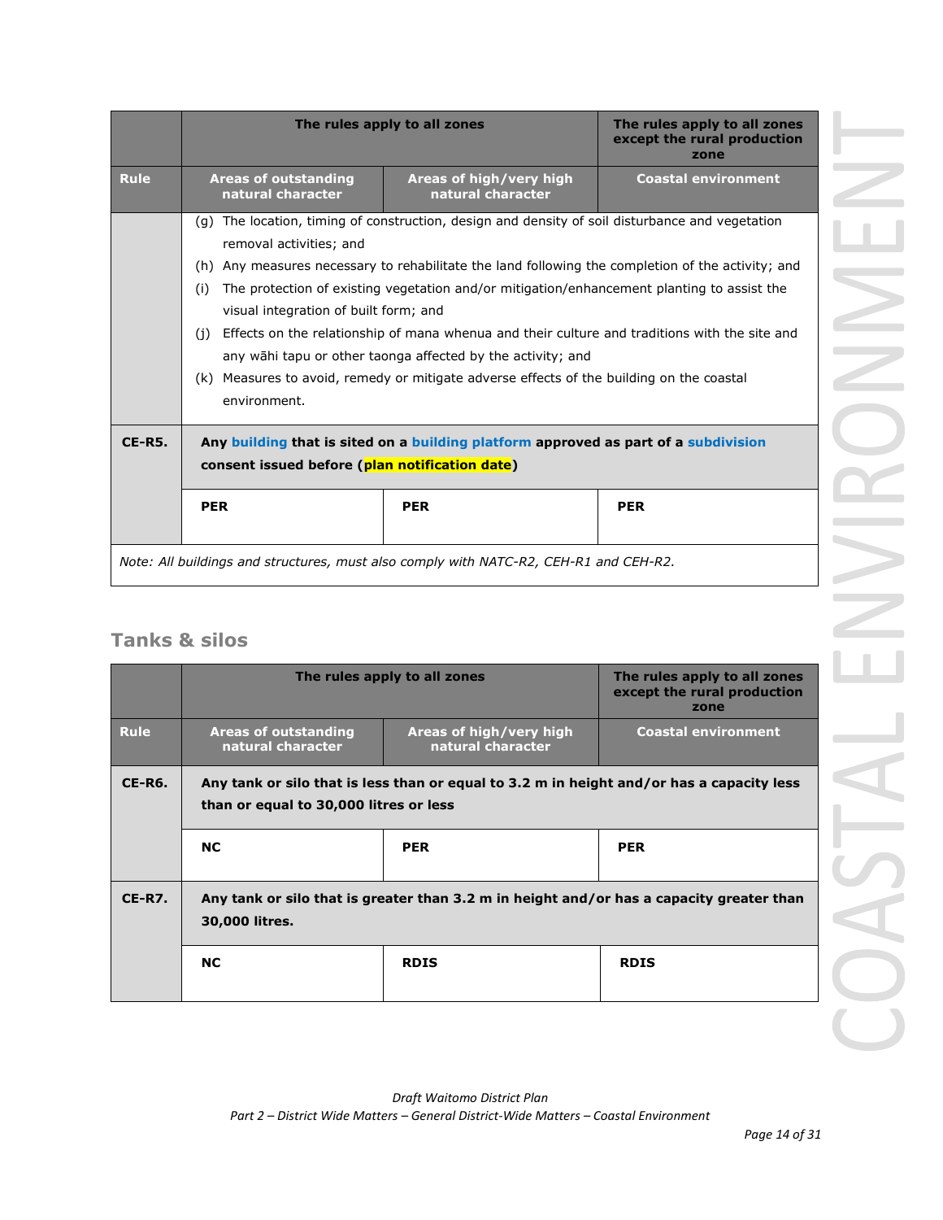| | The rules apply to all zones | | The rules apply to all zones except the rural production zone |
|---|---|---|---|
| **Rule** | **Areas of outstanding natural character** | **Areas of high/very high natural character** | **Coastal environment** |
| | (g) The location, timing of construction, design and density of soil disturbance and vegetation removal activities; and<br>(h) Any measures necessary to rehabilitate the land following the completion of the activity; and<br>(i) The protection of existing vegetation and/or mitigation/enhancement planting to assist the visual integration of built form; and<br>(j) Effects on the relationship of mana whenua and their culture and traditions with the site and any wāhi tapu or other taonga affected by the activity; and<br>(k) Measures to avoid, remedy or mitigate adverse effects of the building on the coastal environment. | | |
| **CE-R5.** | **Any building that is sited on a building platform approved as part of a subdivision consent issued before (plan notification date)** | | |
| | **PER** | **PER** | **PER** |
| *Note: All buildings and structures, must also comply with NATC-R2, CEH-R1 and CEH-R2.* | | | |

## Tanks & silos

| | The rules apply to all zones | | The rules apply to all zones except the rural production zone |
|---|---|---|---|
| **Rule** | **Areas of outstanding natural character** | **Areas of high/very high natural character** | **Coastal environment** |
| **CE-R6.** | **Any tank or silo that is less than or equal to 3.2 m in height and/or has a capacity less than or equal to 30,000 litres or less** | | |
| | **NC** | **PER** | **PER** |
| **CE-R7.** | **Any tank or silo that is greater than 3.2 m in height and/or has a capacity greater than 30,000 litres.** | | |
| | **NC** | **RDIS** | **RDIS** |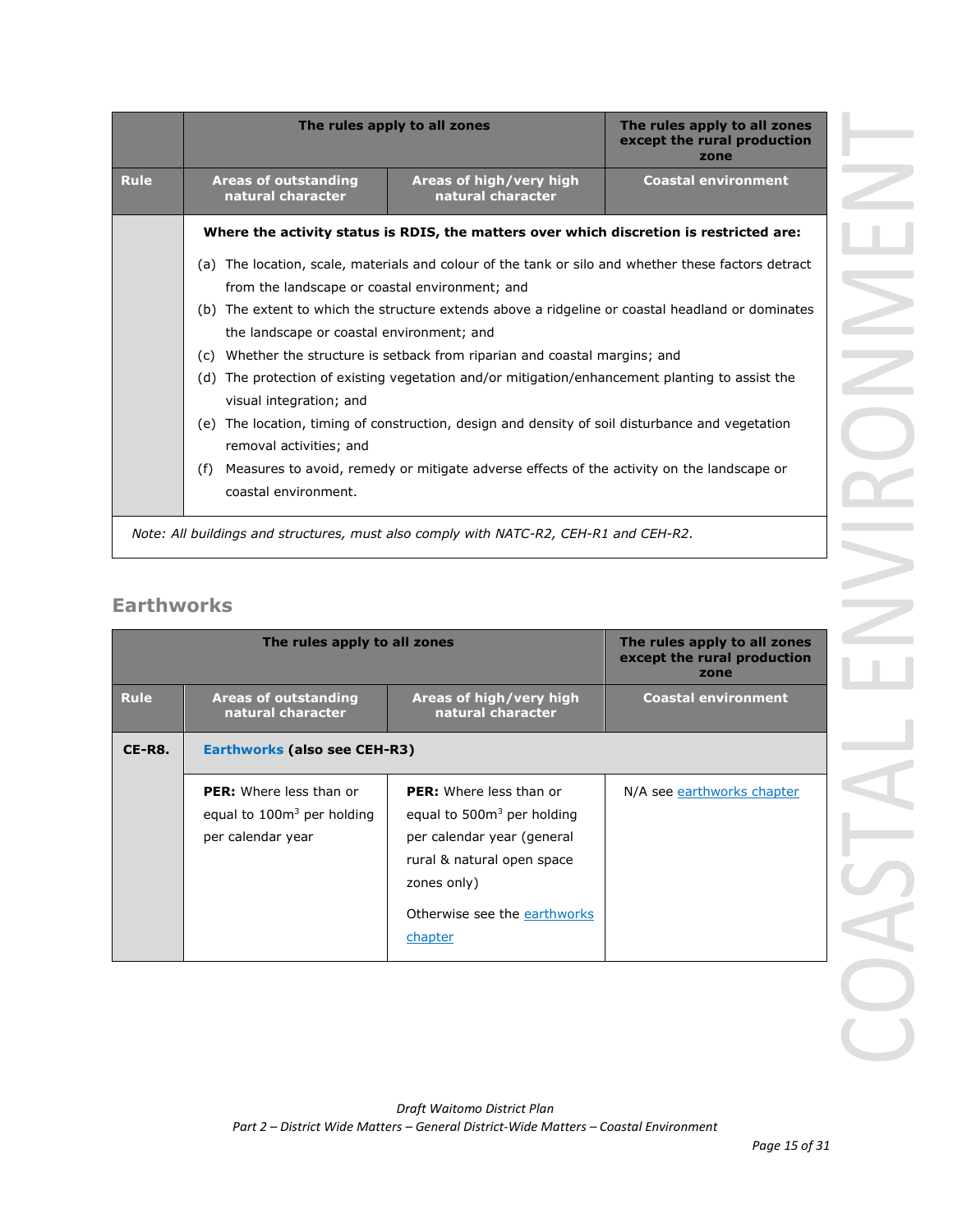| Rule | The rules apply to all zones | | The rules apply to all zones except the rural production zone |
|---|---|---|---|
| | Areas of outstanding natural character | Areas of high/very high natural character | Coastal environment |
| | **Where the activity status is RDIS, the matters over which discretion is restricted are:**<br>(a) The location, scale, materials and colour of the tank or silo and whether these factors detract from the landscape or coastal environment; and<br>(b) The extent to which the structure extends above a ridgeline or coastal headland or dominates the landscape or coastal environment; and<br>(c) Whether the structure is setback from riparian and coastal margins; and<br>(d) The protection of existing vegetation and/or mitigation/enhancement planting to assist the visual integration; and<br>(e) The location, timing of construction, design and density of soil disturbance and vegetation removal activities; and<br>(f) Measures to avoid, remedy or mitigate adverse effects of the activity on the landscape or coastal environment. | | |
| *Note: All buildings and structures, must also comply with NATC-R2, CEH-R1 and CEH-R2.* | | | |

## Earthworks

| Rule | The rules apply to all zones | | The rules apply to all zones except the rural production zone |
|---|---|---|---|
| | Areas of outstanding natural character | Areas of high/very high natural character | Coastal environment |
| **CE-R8.** | **Earthworks (also see CEH-R3)** | | |
| | **PER:** Where less than or equal to 100m$^3$ per holding per calendar year | **PER:** Where less than or equal to 500m$^3$ per holding per calendar year (general rural & natural open space zones only)<br><br>Otherwise see the earthworks chapter | N/A see earthworks chapter |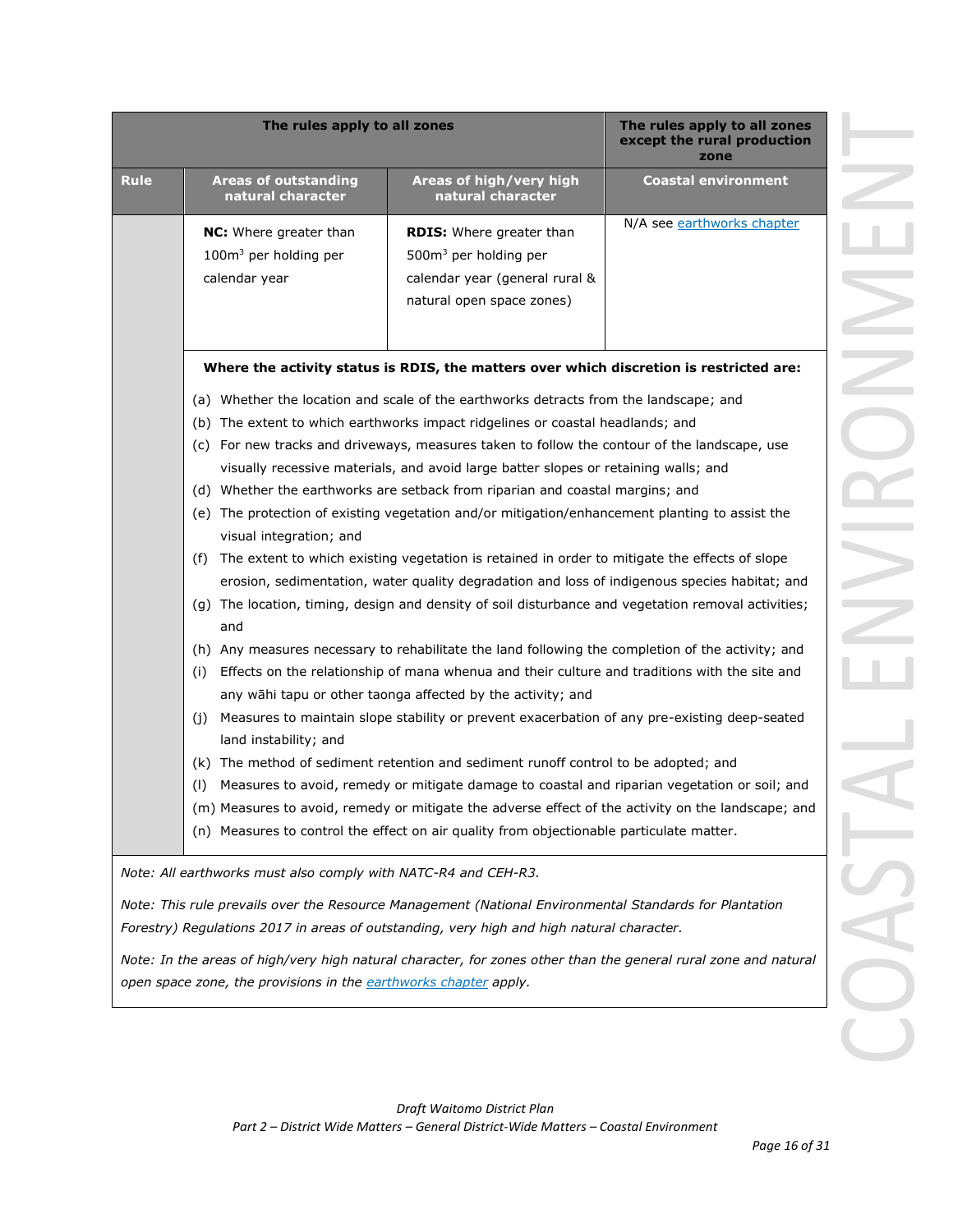| | The rules apply to all zones | | The rules apply to all zones except the rural production zone |
|---|---|---|---|
| **Rule** | **Areas of outstanding natural character** | **Areas of high/very high natural character** | **Coastal environment** |
| | **NC:** Where greater than 100m$^3$ per holding per calendar year | **RDIS:** Where greater than 500m$^3$ per holding per calendar year (general rural & natural open space zones) | N/A see earthworks chapter |

**Where the activity status is RDIS, the matters over which discretion is restricted are:**

(a) Whether the location and scale of the earthworks detracts from the landscape; and
(b) The extent to which earthworks impact ridgelines or coastal headlands; and
(c) For new tracks and driveways, measures taken to follow the contour of the landscape, use visually recessive materials, and avoid large batter slopes or retaining walls; and
(d) Whether the earthworks are setback from riparian and coastal margins; and
(e) The protection of existing vegetation and/or mitigation/enhancement planting to assist the visual integration; and
(f) The extent to which existing vegetation is retained in order to mitigate the effects of slope erosion, sedimentation, water quality degradation and loss of indigenous species habitat; and
(g) The location, timing, design and density of soil disturbance and vegetation removal activities; and
(h) Any measures necessary to rehabilitate the land following the completion of the activity; and
(i) Effects on the relationship of mana whenua and their culture and traditions with the site and any wāhi tapu or other taonga affected by the activity; and
(j) Measures to maintain slope stability or prevent exacerbation of any pre-existing deep-seated land instability; and
(k) The method of sediment retention and sediment runoff control to be adopted; and
(l) Measures to avoid, remedy or mitigate damage to coastal and riparian vegetation or soil; and
(m) Measures to avoid, remedy or mitigate the adverse effect of the activity on the landscape; and
(n) Measures to control the effect on air quality from objectionable particulate matter.

*Note: All earthworks must also comply with NATC-R4 and CEH-R3.*

*Note: This rule prevails over the Resource Management (National Environmental Standards for Plantation Forestry) Regulations 2017 in areas of outstanding, very high and high natural character.*

*Note: In the areas of high/very high natural character, for zones other than the general rural zone and natural open space zone, the provisions in the earthworks chapter apply.*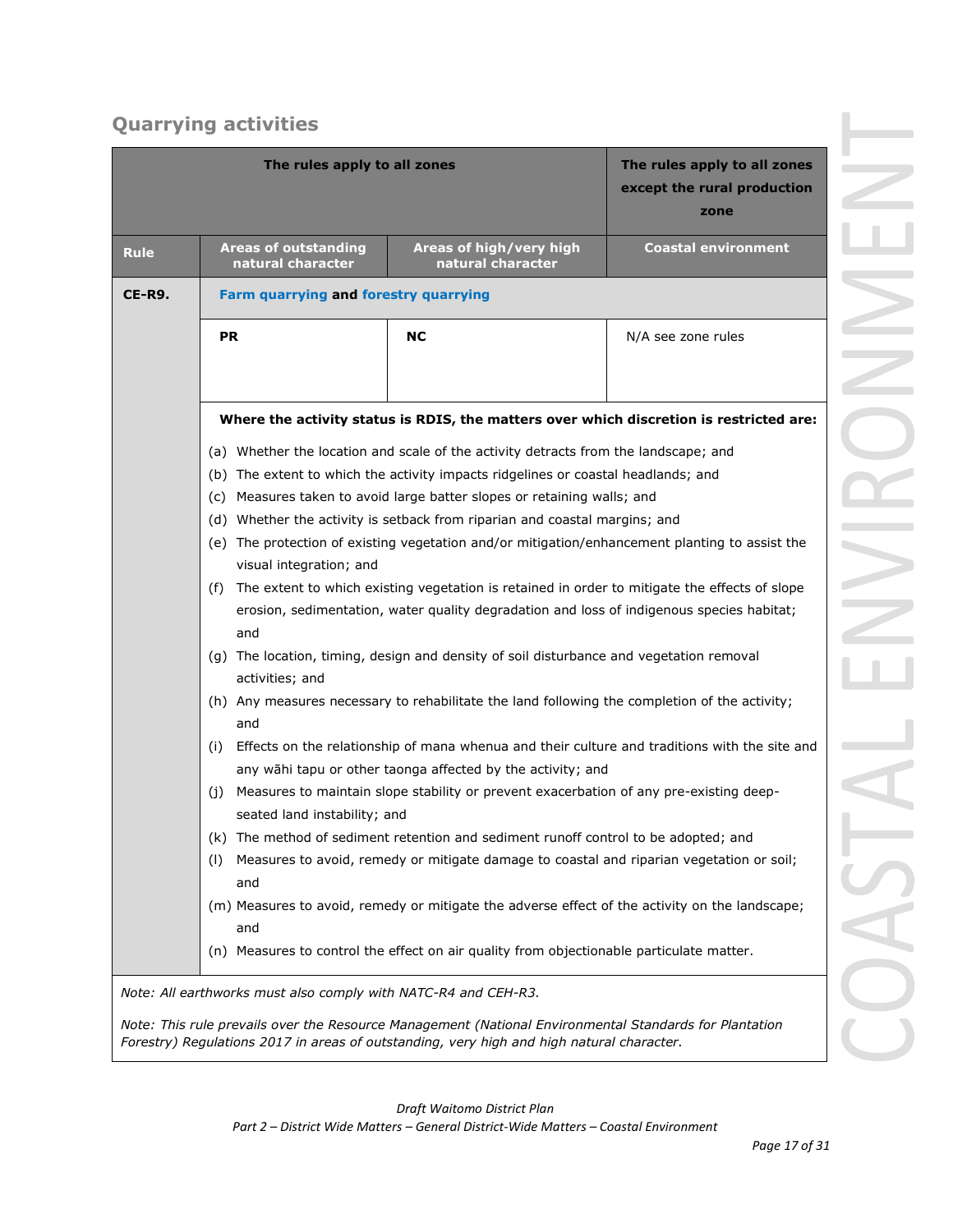## Quarrying activities

| Rule | The rules apply to all zones | | The rules apply to all zones except the rural production zone |
|---|---|---|---|
| | Areas of outstanding natural character | Areas of high/very high natural character | Coastal environment |
| CE-R9. | Farm quarrying and forestry quarrying | | |
| | PR | NC | N/A see zone rules |

**Where the activity status is RDIS, the matters over which discretion is restricted are:**

(a) Whether the location and scale of the activity detracts from the landscape; and
(b) The extent to which the activity impacts ridgelines or coastal headlands; and
(c) Measures taken to avoid large batter slopes or retaining walls; and
(d) Whether the activity is setback from riparian and coastal margins; and
(e) The protection of existing vegetation and/or mitigation/enhancement planting to assist the visual integration; and
(f) The extent to which existing vegetation is retained in order to mitigate the effects of slope erosion, sedimentation, water quality degradation and loss of indigenous species habitat; and
(g) The location, timing, design and density of soil disturbance and vegetation removal activities; and
(h) Any measures necessary to rehabilitate the land following the completion of the activity; and
(i) Effects on the relationship of mana whenua and their culture and traditions with the site and any wāhi tapu or other taonga affected by the activity; and
(j) Measures to maintain slope stability or prevent exacerbation of any pre-existing deep-seated land instability; and
(k) The method of sediment retention and sediment runoff control to be adopted; and
(l) Measures to avoid, remedy or mitigate damage to coastal and riparian vegetation or soil; and
(m) Measures to avoid, remedy or mitigate the adverse effect of the activity on the landscape; and
(n) Measures to control the effect on air quality from objectionable particulate matter.

*Note: All earthworks must also comply with NATC-R4 and CEH-R3.*

*Note: This rule prevails over the Resource Management (National Environmental Standards for Plantation Forestry) Regulations 2017 in areas of outstanding, very high and high natural character.*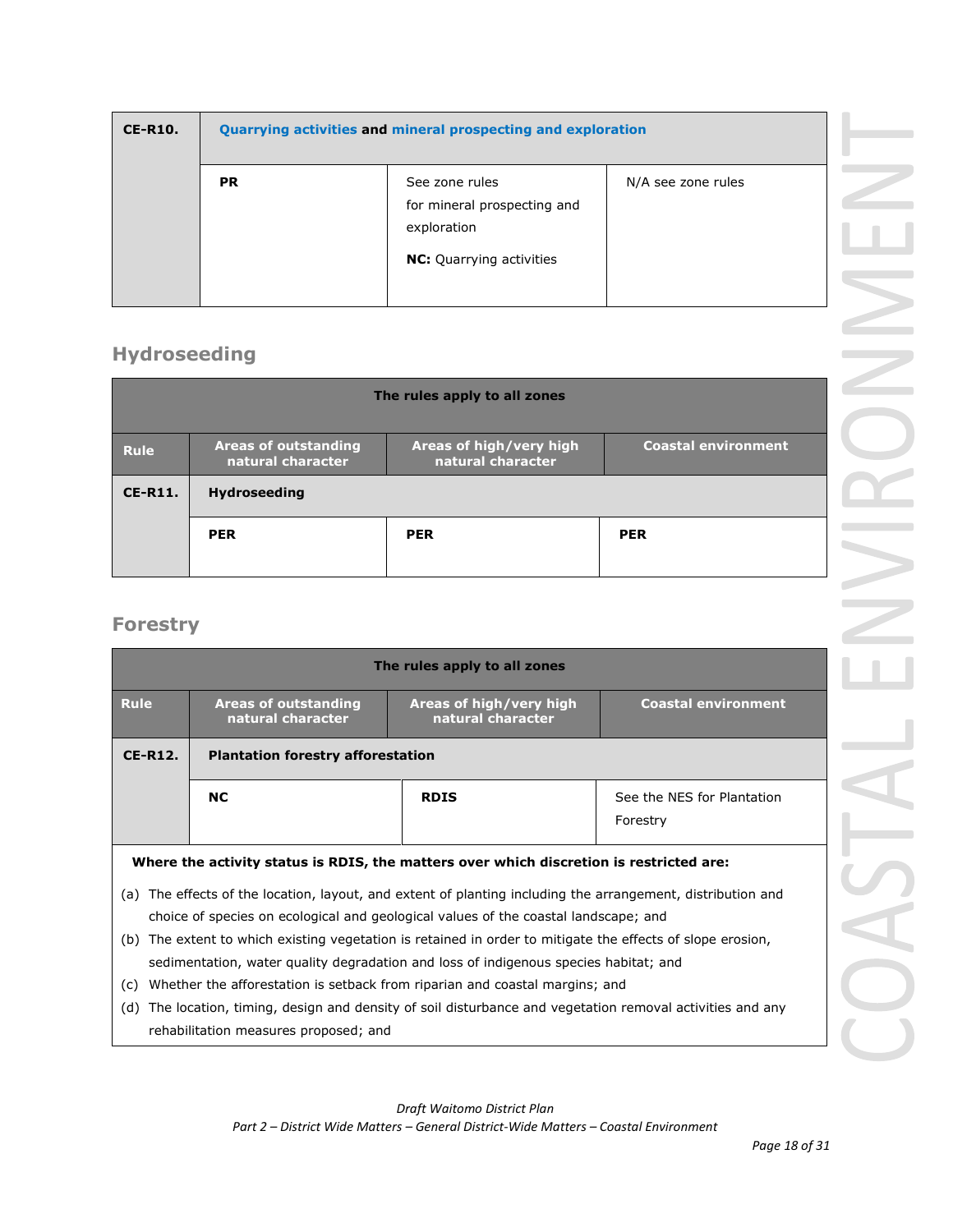| CE-R10. | Quarrying activities and mineral prospecting and exploration | | |
|---|---|---|---|
| | **PR** | See zone rules for mineral prospecting and exploration<br><br>**NC:** Quarrying activities | N/A see zone rules |

## Hydroseeding

| The rules apply to all zones | | | |
|---|---|---|---|
| **Rule** | **Areas of outstanding natural character** | **Areas of high/very high natural character** | **Coastal environment** |
| **CE-R11.** | **Hydroseeding** | | |
| | **PER** | **PER** | **PER** |

## Forestry

| The rules apply to all zones | | | |
|---|---|---|---|
| **Rule** | **Areas of outstanding natural character** | **Areas of high/very high natural character** | **Coastal environment** |
| **CE-R12.** | **Plantation forestry afforestation** | | |
| | **NC** | **RDIS** | See the NES for Plantation Forestry |

**Where the activity status is RDIS, the matters over which discretion is restricted are:**

(a) The effects of the location, layout, and extent of planting including the arrangement, distribution and choice of species on ecological and geological values of the coastal landscape; and

(b) The extent to which existing vegetation is retained in order to mitigate the effects of slope erosion, sedimentation, water quality degradation and loss of indigenous species habitat; and

(c) Whether the afforestation is setback from riparian and coastal margins; and

(d) The location, timing, design and density of soil disturbance and vegetation removal activities and any rehabilitation measures proposed; and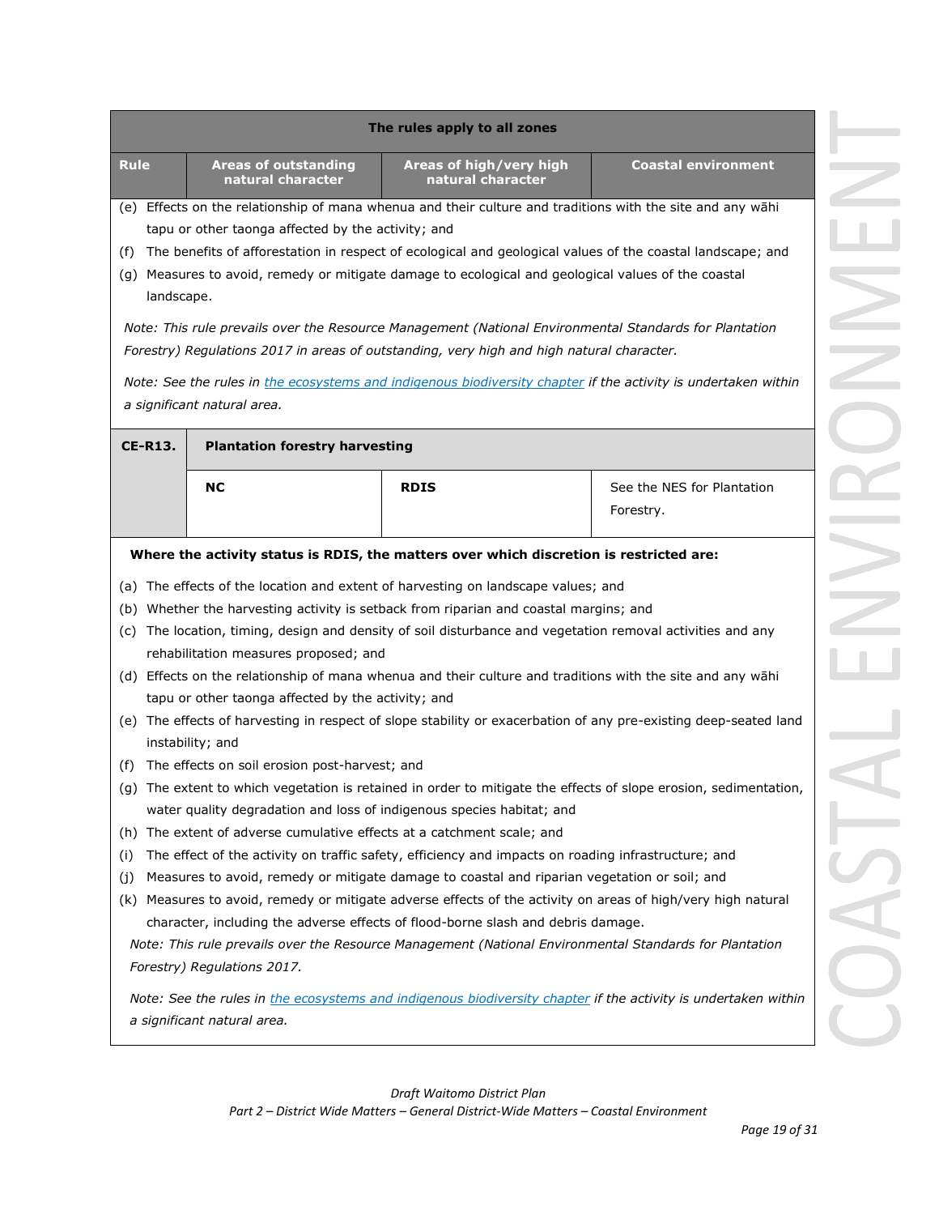| The rules apply to all zones | | | |
|---|---|---|---|
| **Rule** | **Areas of outstanding natural character** | **Areas of high/very high natural character** | **Coastal environment** |

(e) Effects on the relationship of mana whenua and their culture and traditions with the site and any wāhi tapu or other taonga affected by the activity; and

(f) The benefits of afforestation in respect of ecological and geological values of the coastal landscape; and

(g) Measures to avoid, remedy or mitigate damage to ecological and geological values of the coastal landscape.

*Note: This rule prevails over the Resource Management (National Environmental Standards for Plantation Forestry) Regulations 2017 in areas of outstanding, very high and high natural character.*

*Note: See the rules in the ecosystems and indigenous biodiversity chapter if the activity is undertaken within a significant natural area.*

| **CE-R13.** | **Plantation forestry harvesting** | | |
|---|---|---|---|
| | **NC** | **RDIS** | See the NES for Plantation Forestry. |

**Where the activity status is RDIS, the matters over which discretion is restricted are:**

(a) The effects of the location and extent of harvesting on landscape values; and

(b) Whether the harvesting activity is setback from riparian and coastal margins; and

(c) The location, timing, design and density of soil disturbance and vegetation removal activities and any rehabilitation measures proposed; and

(d) Effects on the relationship of mana whenua and their culture and traditions with the site and any wāhi tapu or other taonga affected by the activity; and

(e) The effects of harvesting in respect of slope stability or exacerbation of any pre-existing deep-seated land instability; and

(f) The effects on soil erosion post-harvest; and

(g) The extent to which vegetation is retained in order to mitigate the effects of slope erosion, sedimentation, water quality degradation and loss of indigenous species habitat; and

(h) The extent of adverse cumulative effects at a catchment scale; and

(i) The effect of the activity on traffic safety, efficiency and impacts on roading infrastructure; and

(j) Measures to avoid, remedy or mitigate damage to coastal and riparian vegetation or soil; and

(k) Measures to avoid, remedy or mitigate adverse effects of the activity on areas of high/very high natural character, including the adverse effects of flood-borne slash and debris damage.

*Note: This rule prevails over the Resource Management (National Environmental Standards for Plantation Forestry) Regulations 2017.*

*Note: See the rules in the ecosystems and indigenous biodiversity chapter if the activity is undertaken within a significant natural area.*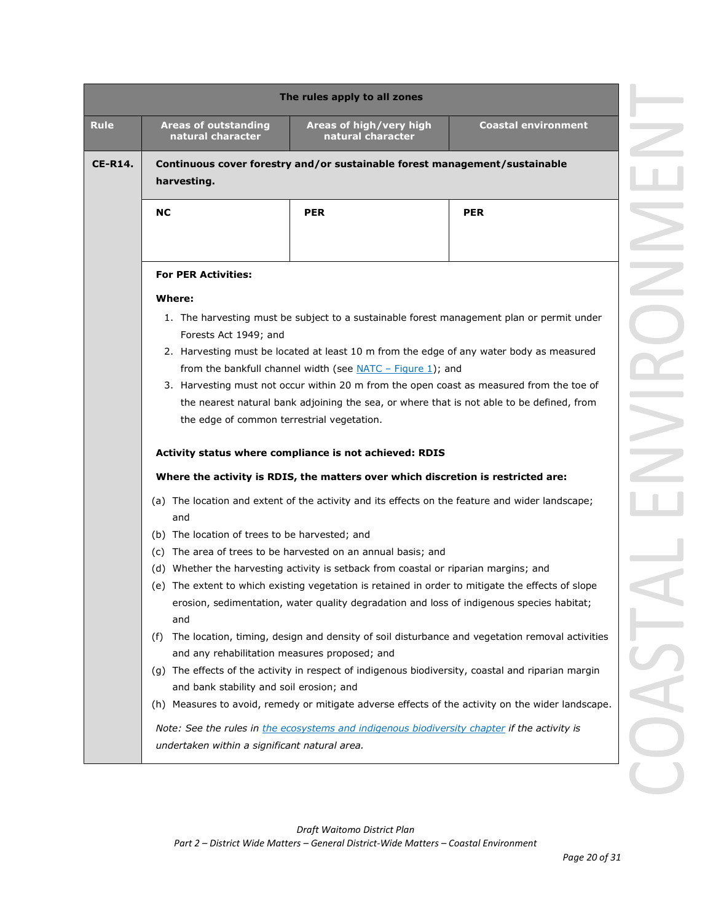| The rules apply to all zones | | | |
|---|---|---|---|
| **Rule** | **Areas of outstanding natural character** | **Areas of high/very high natural character** | **Coastal environment** |
| **CE-R14.** | **Continuous cover forestry and/or sustainable forest management/sustainable harvesting.** | | |
| | **NC** | **PER** | **PER** |

**For PER Activities:**

**Where:**

1. The harvesting must be subject to a sustainable forest management plan or permit under Forests Act 1949; and
2. Harvesting must be located at least 10 m from the edge of any water body as measured from the bankfull channel width (see NATC – Figure 1); and
3. Harvesting must not occur within 20 m from the open coast as measured from the toe of the nearest natural bank adjoining the sea, or where that is not able to be defined, from the edge of common terrestrial vegetation.

**Activity status where compliance is not achieved: RDIS**

**Where the activity is RDIS, the matters over which discretion is restricted are:**

(a) The location and extent of the activity and its effects on the feature and wider landscape; and
(b) The location of trees to be harvested; and
(c) The area of trees to be harvested on an annual basis; and
(d) Whether the harvesting activity is setback from coastal or riparian margins; and
(e) The extent to which existing vegetation is retained in order to mitigate the effects of slope erosion, sedimentation, water quality degradation and loss of indigenous species habitat; and
(f) The location, timing, design and density of soil disturbance and vegetation removal activities and any rehabilitation measures proposed; and
(g) The effects of the activity in respect of indigenous biodiversity, coastal and riparian margin and bank stability and soil erosion; and
(h) Measures to avoid, remedy or mitigate adverse effects of the activity on the wider landscape.

*Note: See the rules in the ecosystems and indigenous biodiversity chapter if the activity is undertaken within a significant natural area.*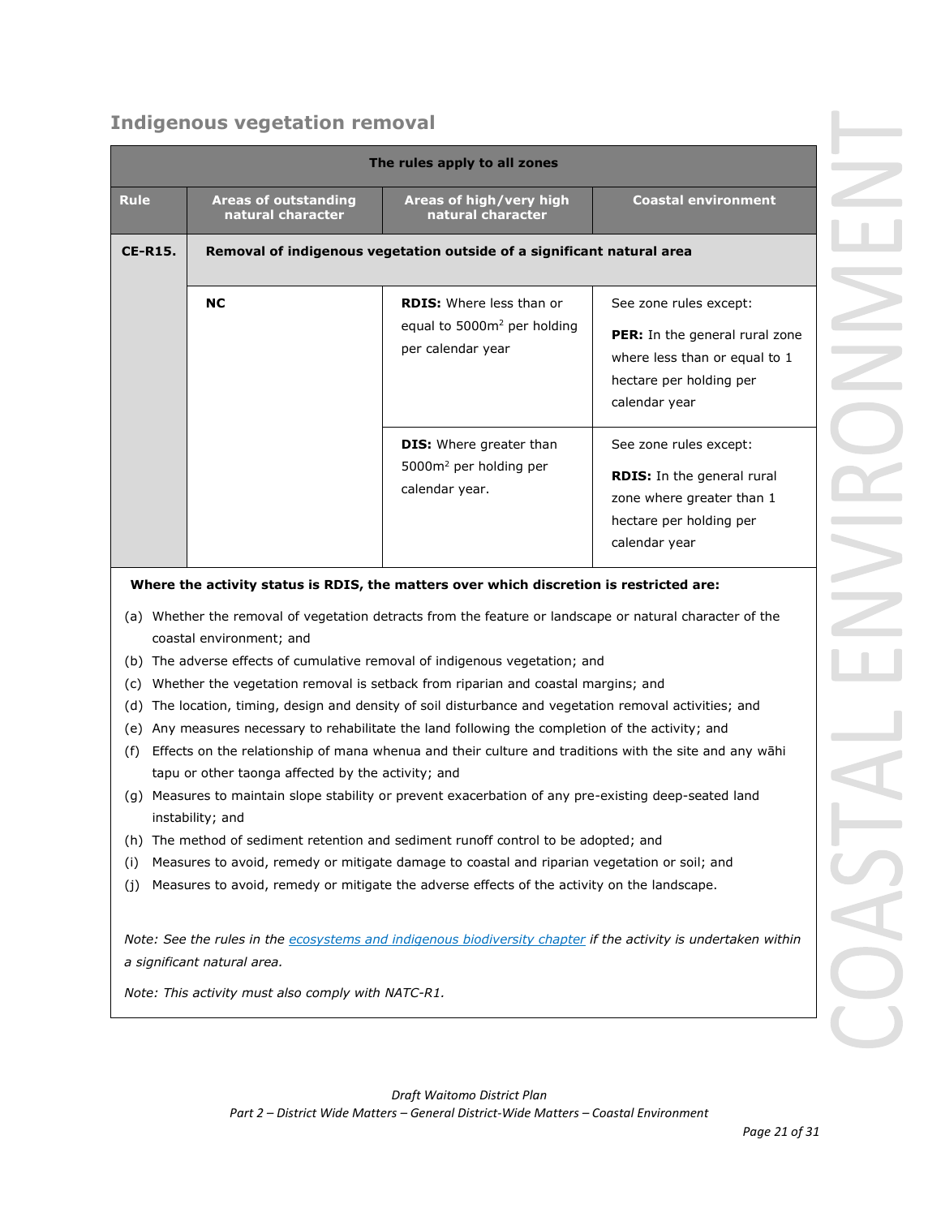## Indigenous vegetation removal

| The rules apply to all zones | | | |
|---|---|---|---|
| **Rule** | **Areas of outstanding natural character** | **Areas of high/very high natural character** | **Coastal environment** |
| **CE-R15.** | **Removal of indigenous vegetation outside of a significant natural area** | | |
| | **NC** | **RDIS:** Where less than or equal to 5000m² per holding per calendar year | See zone rules except: **PER:** In the general rural zone where less than or equal to 1 hectare per holding per calendar year |
| | | **DIS:** Where greater than 5000m² per holding per calendar year. | See zone rules except: **RDIS:** In the general rural zone where greater than 1 hectare per holding per calendar year |

**Where the activity status is RDIS, the matters over which discretion is restricted are:**

(a) Whether the removal of vegetation detracts from the feature or landscape or natural character of the coastal environment; and

(b) The adverse effects of cumulative removal of indigenous vegetation; and

(c) Whether the vegetation removal is setback from riparian and coastal margins; and

(d) The location, timing, design and density of soil disturbance and vegetation removal activities; and

(e) Any measures necessary to rehabilitate the land following the completion of the activity; and

(f) Effects on the relationship of mana whenua and their culture and traditions with the site and any wāhi tapu or other taonga affected by the activity; and

(g) Measures to maintain slope stability or prevent exacerbation of any pre-existing deep-seated land instability; and

(h) The method of sediment retention and sediment runoff control to be adopted; and

(i) Measures to avoid, remedy or mitigate damage to coastal and riparian vegetation or soil; and

(j) Measures to avoid, remedy or mitigate the adverse effects of the activity on the landscape.

*Note: See the rules in the ecosystems and indigenous biodiversity chapter if the activity is undertaken within a significant natural area.*

*Note: This activity must also comply with NATC-R1.*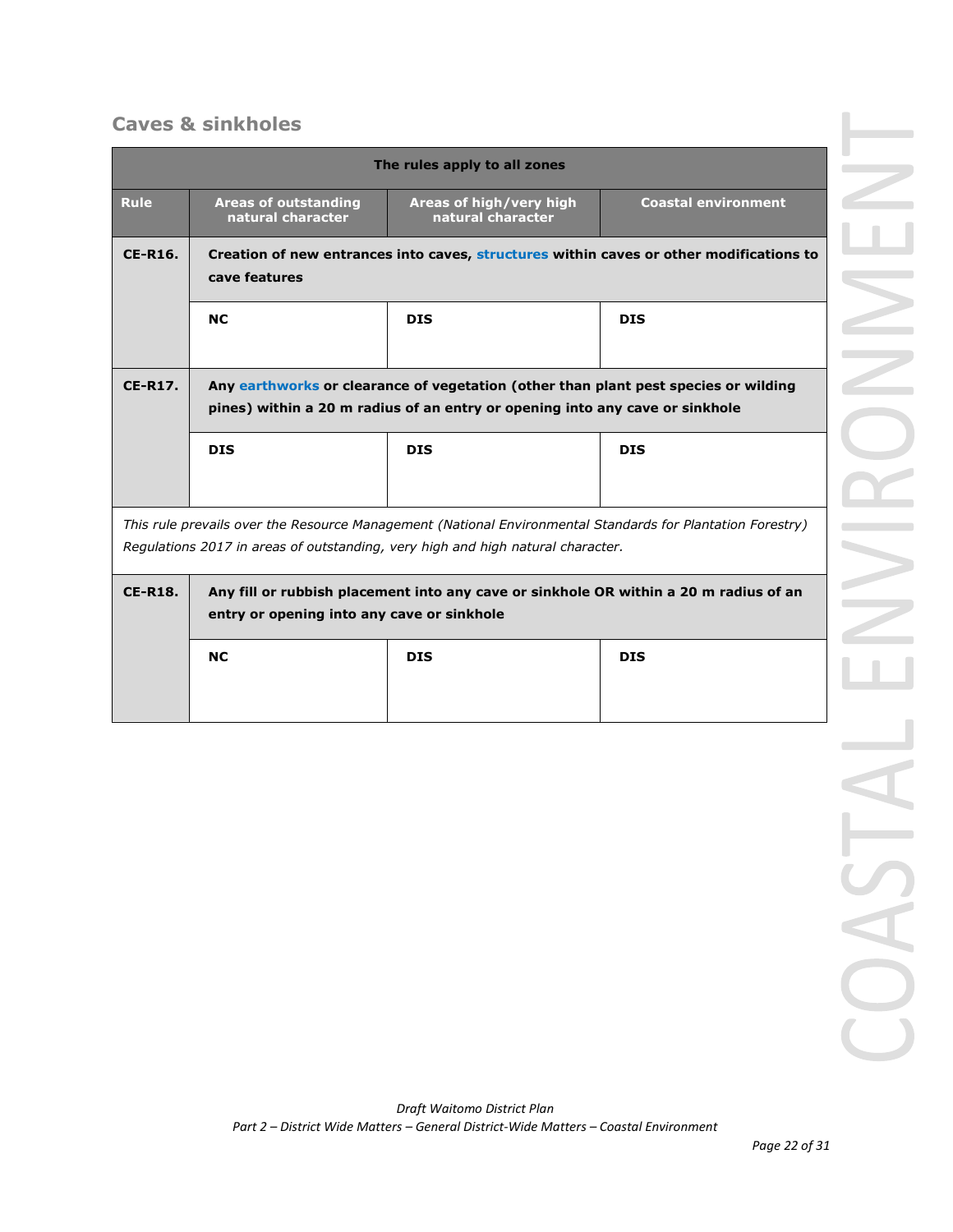## Caves & sinkholes

| Rule | Areas of outstanding natural character | Areas of high/very high natural character | Coastal environment |
|---|---|---|---|
| | **The rules apply to all zones** | | |
| **CE-R16.** | **Creation of new entrances into caves, structures within caves or other modifications to cave features** | | |
| | **NC** | **DIS** | **DIS** |
| **CE-R17.** | **Any earthworks or clearance of vegetation (other than plant pest species or wilding pines) within a 20 m radius of an entry or opening into any cave or sinkhole** | | |
| | **DIS** | **DIS** | **DIS** |
| | *This rule prevails over the Resource Management (National Environmental Standards for Plantation Forestry) Regulations 2017 in areas of outstanding, very high and high natural character.* | | |
| **CE-R18.** | **Any fill or rubbish placement into any cave or sinkhole OR within a 20 m radius of an entry or opening into any cave or sinkhole** | | |
| | **NC** | **DIS** | **DIS** |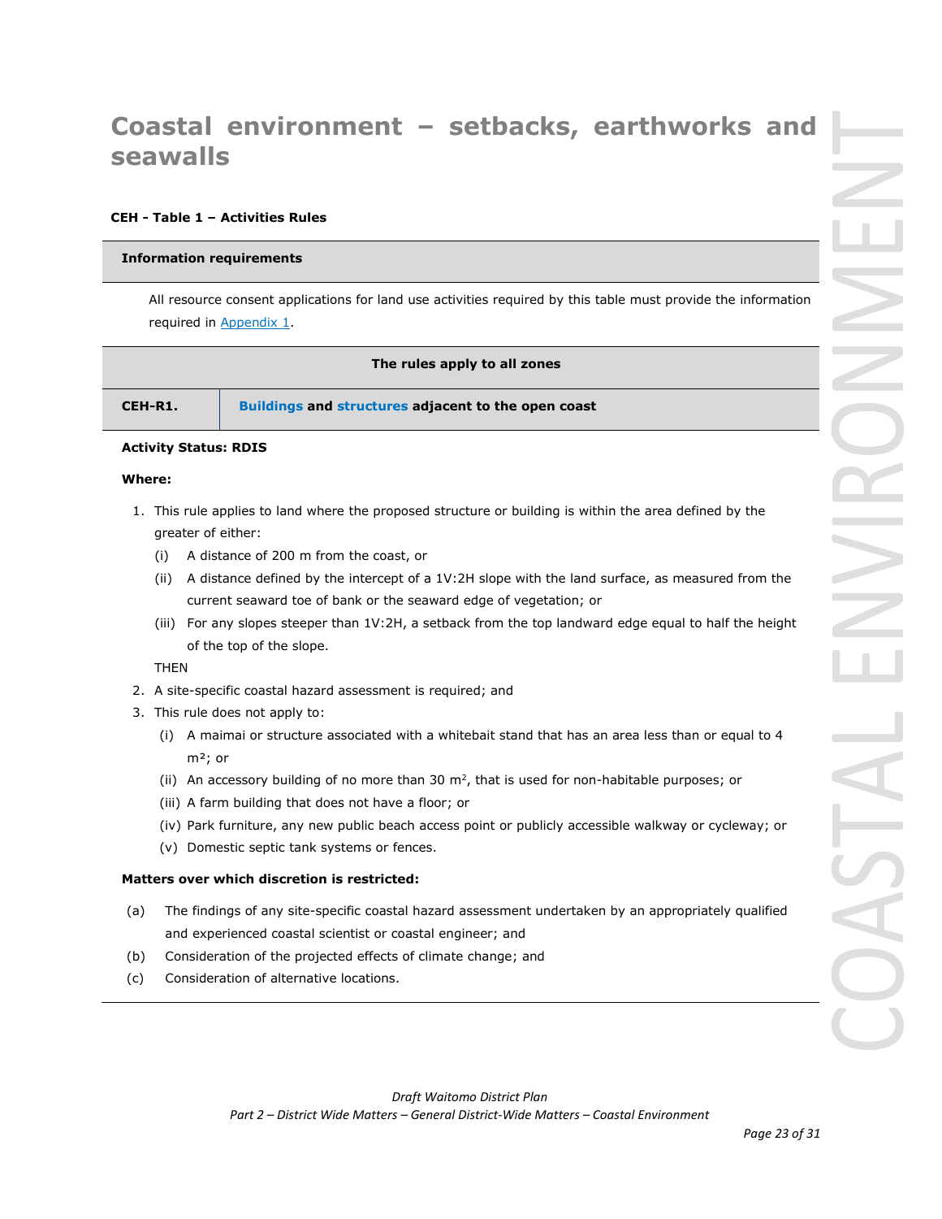# Coastal environment – setbacks, earthworks and seawalls

**CEH - Table 1 – Activities Rules**

**Information requirements**

All resource consent applications for land use activities required by this table must provide the information required in Appendix 1.

**The rules apply to all zones**

| CEH-R1. | **Buildings and structures adjacent to the open coast** |
|---|---|

**Activity Status: RDIS**

**Where:**

1. This rule applies to land where the proposed structure or building is within the area defined by the greater of either:
   - (i) A distance of 200 m from the coast, or
   - (ii) A distance defined by the intercept of a 1V:2H slope with the land surface, as measured from the current seaward toe of bank or the seaward edge of vegetation; or
   - (iii) For any slopes steeper than 1V:2H, a setback from the top landward edge equal to half the height of the top of the slope.

   THEN
2. A site-specific coastal hazard assessment is required; and
3. This rule does not apply to:
   - (i) A maimai or structure associated with a whitebait stand that has an area less than or equal to 4 m²; or
   - (ii) An accessory building of no more than 30 m², that is used for non-habitable purposes; or
   - (iii) A farm building that does not have a floor; or
   - (iv) Park furniture, any new public beach access point or publicly accessible walkway or cycleway; or
   - (v) Domestic septic tank systems or fences.

**Matters over which discretion is restricted:**

- (a) The findings of any site-specific coastal hazard assessment undertaken by an appropriately qualified and experienced coastal scientist or coastal engineer; and
- (b) Consideration of the projected effects of climate change; and
- (c) Consideration of alternative locations.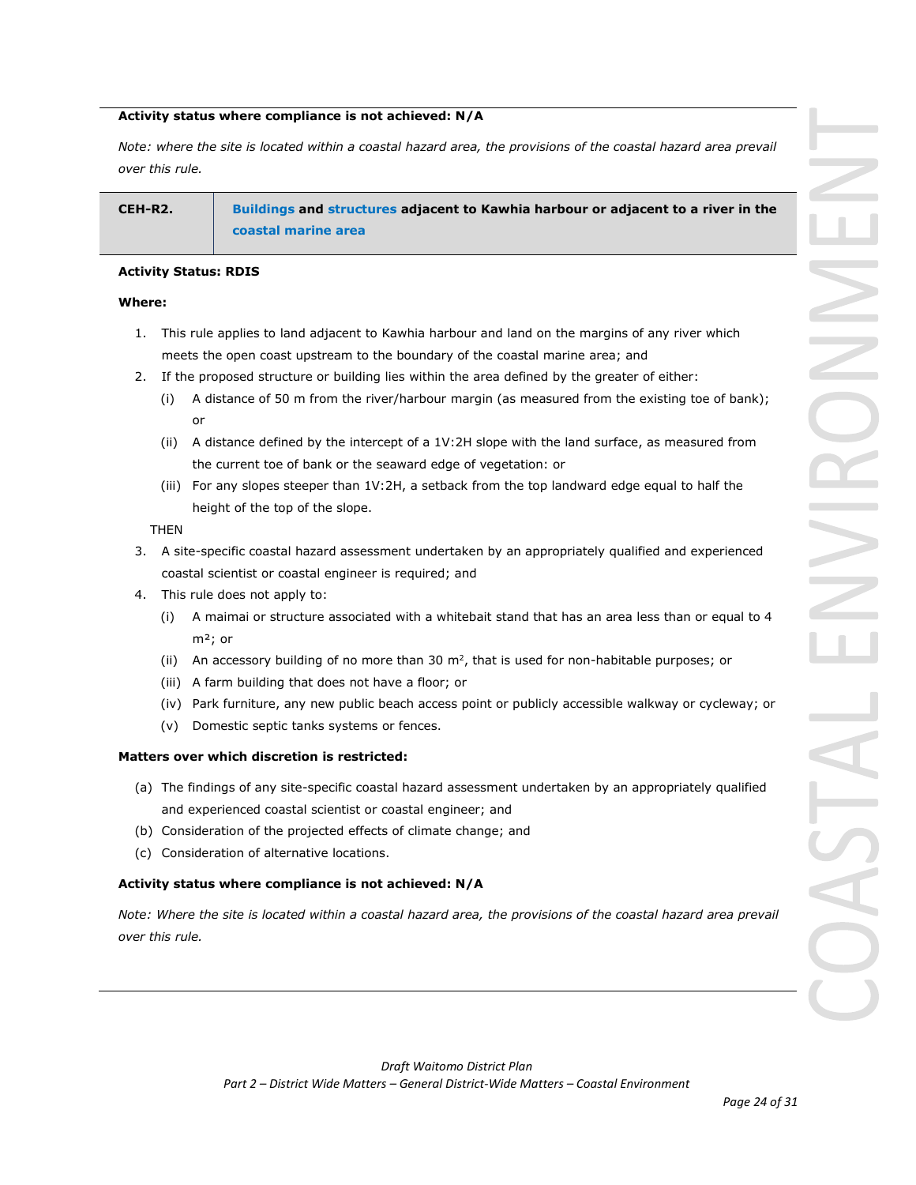**Activity status where compliance is not achieved: N/A**

*Note: where the site is located within a coastal hazard area, the provisions of the coastal hazard area prevail over this rule.*

| CEH-R2. | **Buildings and structures adjacent to Kawhia harbour or adjacent to a river in the coastal marine area** |
|---|---|

**Activity Status: RDIS**

**Where:**

1. This rule applies to land adjacent to Kawhia harbour and land on the margins of any river which meets the open coast upstream to the boundary of the coastal marine area; and
2. If the proposed structure or building lies within the area defined by the greater of either:
   (i) A distance of 50 m from the river/harbour margin (as measured from the existing toe of bank); or
   (ii) A distance defined by the intercept of a 1V:2H slope with the land surface, as measured from the current toe of bank or the seaward edge of vegetation: or
   (iii) For any slopes steeper than 1V:2H, a setback from the top landward edge equal to half the height of the top of the slope.

   THEN
3. A site-specific coastal hazard assessment undertaken by an appropriately qualified and experienced coastal scientist or coastal engineer is required; and
4. This rule does not apply to:
   (i) A maimai or structure associated with a whitebait stand that has an area less than or equal to 4 $m^2$; or
   (ii) An accessory building of no more than 30 $m^2$, that is used for non-habitable purposes; or
   (iii) A farm building that does not have a floor; or
   (iv) Park furniture, any new public beach access point or publicly accessible walkway or cycleway; or
   (v) Domestic septic tanks systems or fences.

**Matters over which discretion is restricted:**

(a) The findings of any site-specific coastal hazard assessment undertaken by an appropriately qualified and experienced coastal scientist or coastal engineer; and
(b) Consideration of the projected effects of climate change; and
(c) Consideration of alternative locations.

**Activity status where compliance is not achieved: N/A**

*Note: Where the site is located within a coastal hazard area, the provisions of the coastal hazard area prevail over this rule.*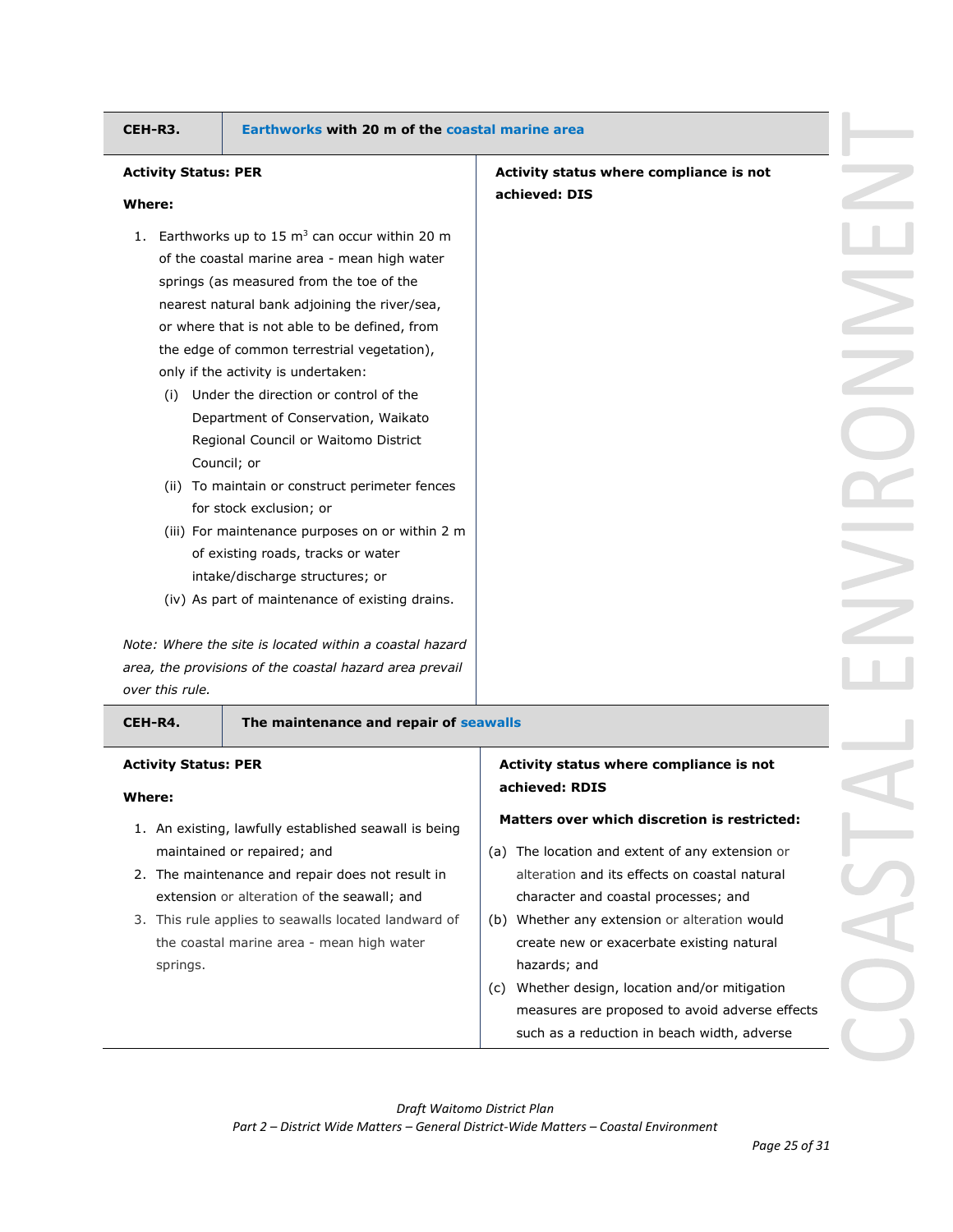| CEH-R3. | **Earthworks with 20 m of the coastal marine area** |
|---|---|
| **Activity Status: PER**<br><br>**Where:**<br><br>1. Earthworks up to 15 $m^3$ can occur within 20 m of the coastal marine area - mean high water springs (as measured from the toe of the nearest natural bank adjoining the river/sea, or where that is not able to be defined, from the edge of common terrestrial vegetation), only if the activity is undertaken:<br>(i) Under the direction or control of the Department of Conservation, Waikato Regional Council or Waitomo District Council; or<br>(ii) To maintain or construct perimeter fences for stock exclusion; or<br>(iii) For maintenance purposes on or within 2 m of existing roads, tracks or water intake/discharge structures; or<br>(iv) As part of maintenance of existing drains.<br><br>*Note: Where the site is located within a coastal hazard area, the provisions of the coastal hazard area prevail over this rule.* | **Activity status where compliance is not achieved: DIS** |

| CEH-R4. | **The maintenance and repair of seawalls** |
|---|---|
| **Activity Status: PER**<br><br>**Where:**<br><br>1. An existing, lawfully established seawall is being maintained or repaired; and<br>2. The maintenance and repair does not result in extension or alteration of the seawall; and<br>3. This rule applies to seawalls located landward of the coastal marine area - mean high water springs. | **Activity status where compliance is not achieved: RDIS**<br><br>**Matters over which discretion is restricted:**<br><br>(a) The location and extent of any extension or alteration and its effects on coastal natural character and coastal processes; and<br>(b) Whether any extension or alteration would create new or exacerbate existing natural hazards; and<br>(c) Whether design, location and/or mitigation measures are proposed to avoid adverse effects such as a reduction in beach width, adverse |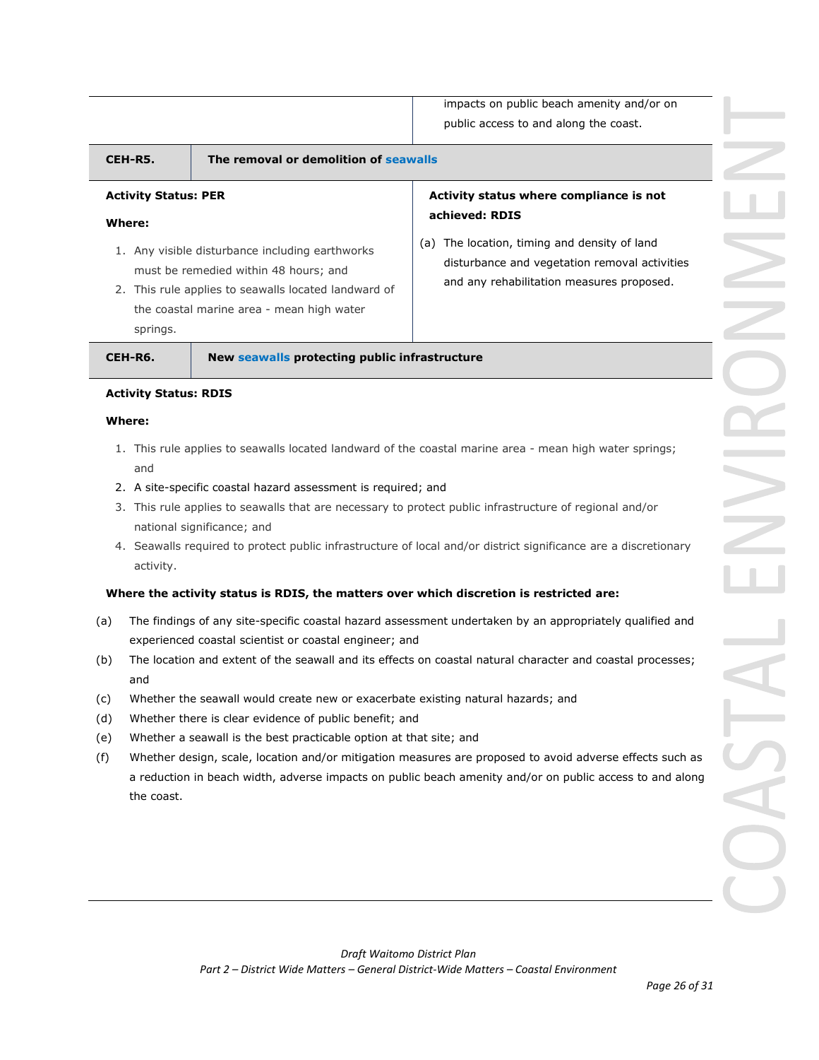| | impacts on public beach amenity and/or on public access to and along the coast. |
|---|---|

| **CEH-R5.** | **The removal or demolition of seawalls** |
|---|---|
| **Activity Status: PER**<br><br>**Where:**<br><br>1. Any visible disturbance including earthworks must be remedied within 48 hours; and<br>2. This rule applies to seawalls located landward of the coastal marine area - mean high water springs. | **Activity status where compliance is not achieved: RDIS**<br><br>(a) The location, timing and density of land disturbance and vegetation removal activities and any rehabilitation measures proposed. |

| **CEH-R6.** | **New seawalls protecting public infrastructure** |
|---|---|

**Activity Status: RDIS**

**Where:**

1. This rule applies to seawalls located landward of the coastal marine area - mean high water springs; and
2. A site-specific coastal hazard assessment is required; and
3. This rule applies to seawalls that are necessary to protect public infrastructure of regional and/or national significance; and
4. Seawalls required to protect public infrastructure of local and/or district significance are a discretionary activity.

**Where the activity status is RDIS, the matters over which discretion is restricted are:**

(a) The findings of any site-specific coastal hazard assessment undertaken by an appropriately qualified and experienced coastal scientist or coastal engineer; and

(b) The location and extent of the seawall and its effects on coastal natural character and coastal processes; and

(c) Whether the seawall would create new or exacerbate existing natural hazards; and

(d) Whether there is clear evidence of public benefit; and

(e) Whether a seawall is the best practicable option at that site; and

(f) Whether design, scale, location and/or mitigation measures are proposed to avoid adverse effects such as a reduction in beach width, adverse impacts on public beach amenity and/or on public access to and along the coast.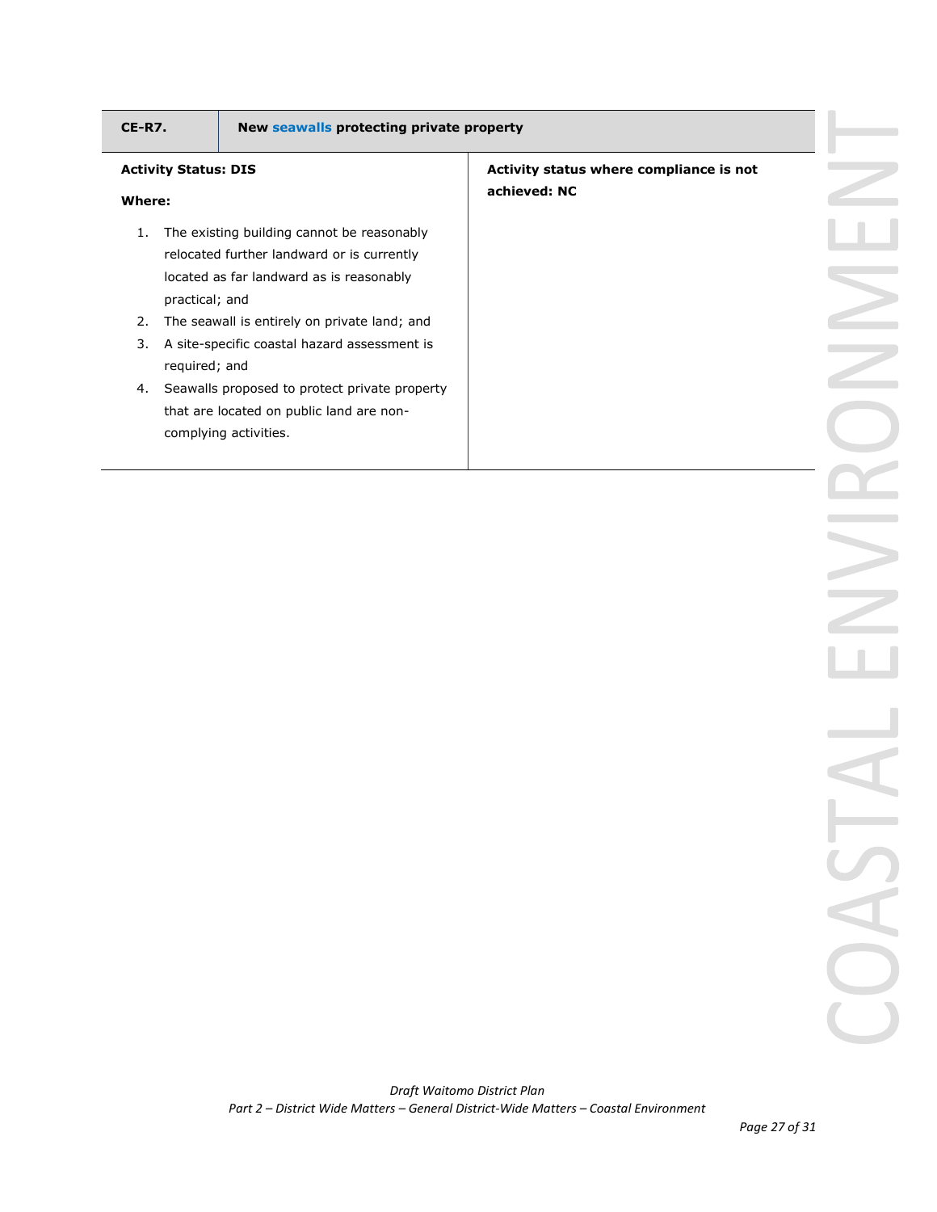| **CE-R7.** | **New seawalls protecting private property** |
| --- | --- |
| **Activity Status: DIS**<br><br>**Where:**<br><br>1. The existing building cannot be reasonably relocated further landward or is currently located as far landward as is reasonably practical; and<br>2. The seawall is entirely on private land; and<br>3. A site-specific coastal hazard assessment is required; and<br>4. Seawalls proposed to protect private property that are located on public land are non-complying activities. | **Activity status where compliance is not achieved: NC** |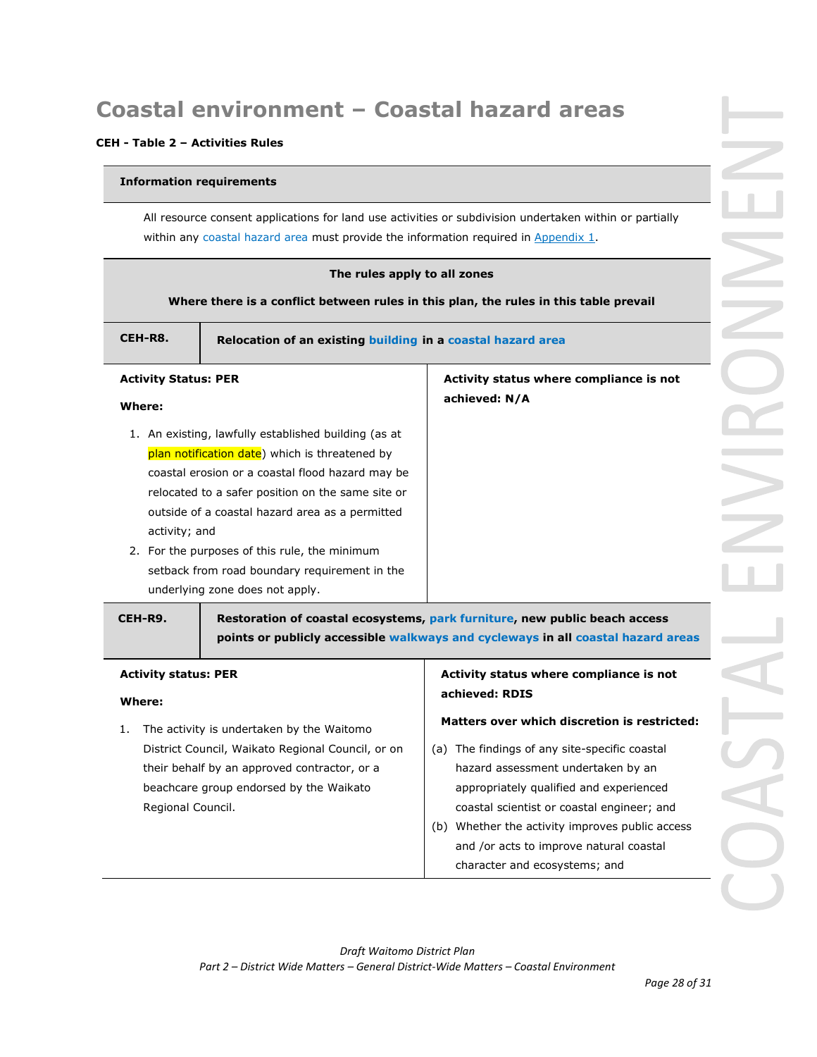# Coastal environment – Coastal hazard areas

**CEH - Table 2 – Activities Rules**

**Information requirements**

All resource consent applications for land use activities or subdivision undertaken within or partially within any coastal hazard area must provide the information required in Appendix 1.

**The rules apply to all zones**

**Where there is a conflict between rules in this plan, the rules in this table prevail**

| **CEH-R8.** | **Relocation of an existing building in a coastal hazard area** |
|---|---|
| **Activity Status: PER**<br><br>**Where:**<br><br>1. An existing, lawfully established building (as at plan notification date) which is threatened by coastal erosion or a coastal flood hazard may be relocated to a safer position on the same site or outside of a coastal hazard area as a permitted activity; and<br>2. For the purposes of this rule, the minimum setback from road boundary requirement in the underlying zone does not apply. | **Activity status where compliance is not achieved: N/A** |

| **CEH-R9.** | **Restoration of coastal ecosystems, park furniture, new public beach access points or publicly accessible walkways and cycleways in all coastal hazard areas** |
|---|---|
| **Activity status: PER**<br><br>**Where:**<br><br>1. The activity is undertaken by the Waitomo District Council, Waikato Regional Council, or on their behalf by an approved contractor, or a beachcare group endorsed by the Waikato Regional Council. | **Activity status where compliance is not achieved: RDIS**<br><br>**Matters over which discretion is restricted:**<br><br>(a) The findings of any site-specific coastal hazard assessment undertaken by an appropriately qualified and experienced coastal scientist or coastal engineer; and<br>(b) Whether the activity improves public access and /or acts to improve natural coastal character and ecosystems; and |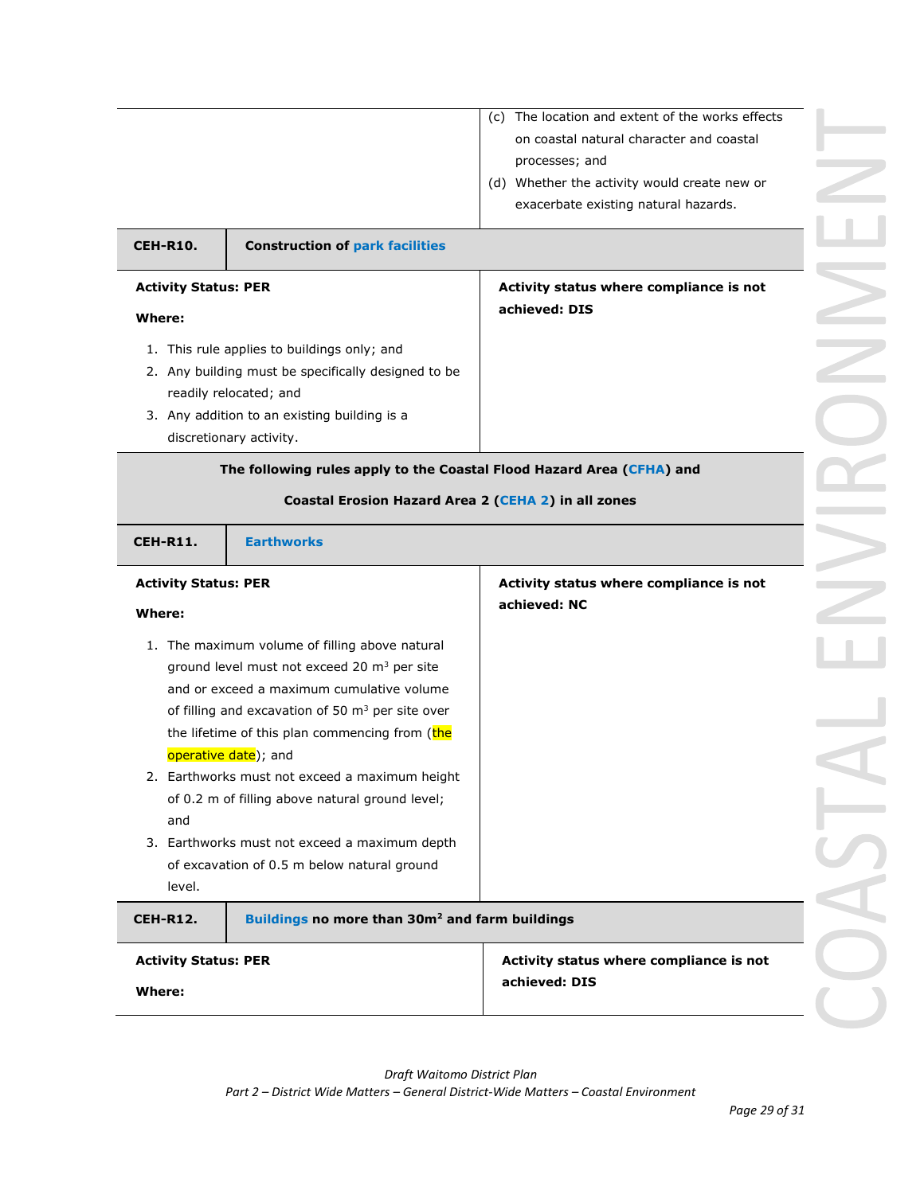| | |
|---|---|
| | (c) The location and extent of the works effects on coastal natural character and coastal processes; and<br>(d) Whether the activity would create new or exacerbate existing natural hazards. |
| **CEH-R10.** | **Construction of park facilities** |
| **Activity Status: PER**<br><br>**Where:**<br><br>1. This rule applies to buildings only; and<br>2. Any building must be specifically designed to be readily relocated; and<br>3. Any addition to an existing building is a discretionary activity. | **Activity status where compliance is not achieved: DIS** |
| **The following rules apply to the Coastal Flood Hazard Area (CFHA) and Coastal Erosion Hazard Area 2 (CEHA 2) in all zones** | |
| **CEH-R11.** | **Earthworks** |
| **Activity Status: PER**<br><br>**Where:**<br><br>1. The maximum volume of filling above natural ground level must not exceed 20 $m^3$ per site and or exceed a maximum cumulative volume of filling and excavation of 50 $m^3$ per site over the lifetime of this plan commencing from (the operative date); and<br>2. Earthworks must not exceed a maximum height of 0.2 m of filling above natural ground level; and<br>3. Earthworks must not exceed a maximum depth of excavation of 0.5 m below natural ground level. | **Activity status where compliance is not achieved: NC** |
| **CEH-R12.** | **Buildings no more than 30$m^2$ and farm buildings** |
| **Activity Status: PER**<br><br>**Where:** | **Activity status where compliance is not achieved: DIS** |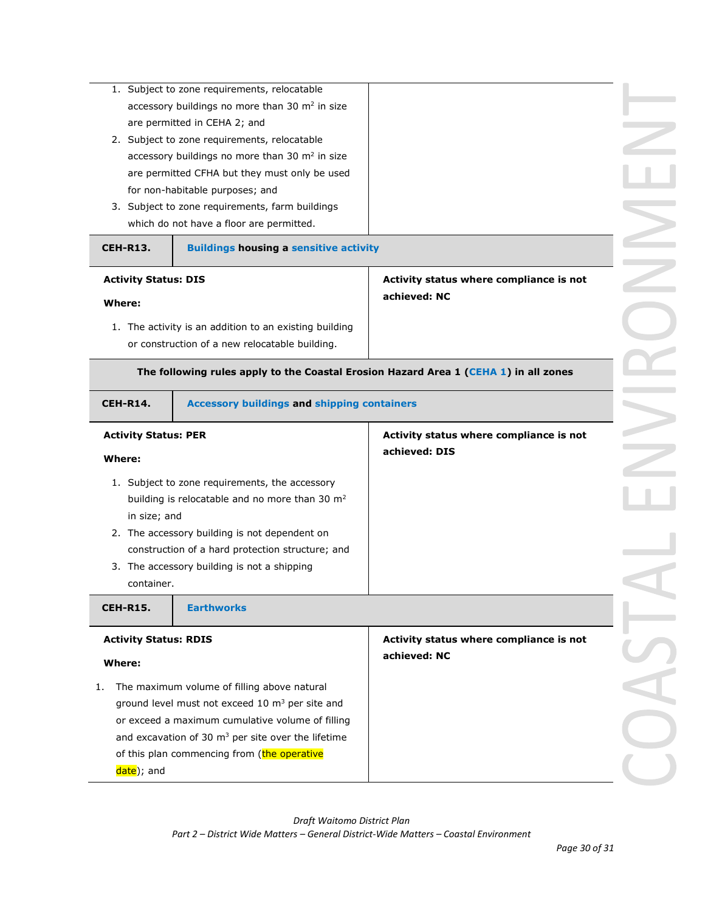| | |
|---|---|
| 1. Subject to zone requirements, relocatable accessory buildings no more than 30 m$^2$ in size are permitted in CEHA 2; and<br>2. Subject to zone requirements, relocatable accessory buildings no more than 30 m$^2$ in size are permitted CFHA but they must only be used for non-habitable purposes; and<br>3. Subject to zone requirements, farm buildings which do not have a floor are permitted. | |
| **CEH-R13.** | **Buildings housing a sensitive activity** |
| **Activity Status: DIS**<br><br>**Where:**<br><br>1. The activity is an addition to an existing building or construction of a new relocatable building. | **Activity status where compliance is not achieved: NC** |
| **The following rules apply to the Coastal Erosion Hazard Area 1 (CEHA 1) in all zones** | |
| **CEH-R14.** | **Accessory buildings and shipping containers** |
| **Activity Status: PER**<br><br>**Where:**<br><br>1. Subject to zone requirements, the accessory building is relocatable and no more than 30 m$^2$ in size; and<br>2. The accessory building is not dependent on construction of a hard protection structure; and<br>3. The accessory building is not a shipping container. | **Activity status where compliance is not achieved: DIS** |
| **CEH-R15.** | **Earthworks** |
| **Activity Status: RDIS**<br><br>**Where:**<br><br>1. The maximum volume of filling above natural ground level must not exceed 10 m$^3$ per site and or exceed a maximum cumulative volume of filling and excavation of 30 m$^3$ per site over the lifetime of this plan commencing from (the operative date); and | **Activity status where compliance is not achieved: NC** |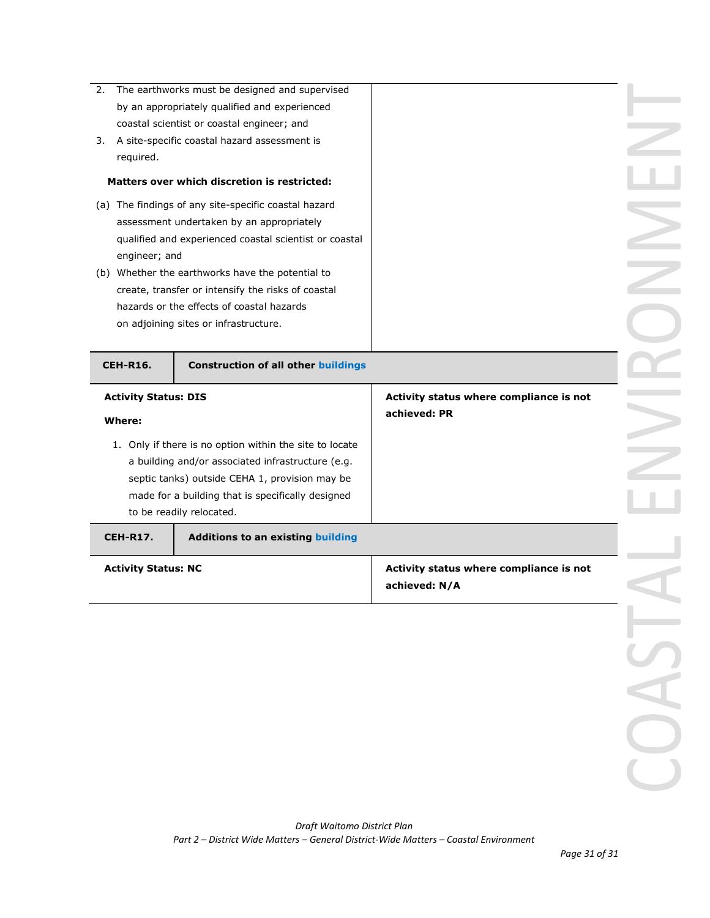| | |
|---|---|
| 2. The earthworks must be designed and supervised by an appropriately qualified and experienced coastal scientist or coastal engineer; and<br>3. A site-specific coastal hazard assessment is required.<br><br>**Matters over which discretion is restricted:**<br><br>(a) The findings of any site-specific coastal hazard assessment undertaken by an appropriately qualified and experienced coastal scientist or coastal engineer; and<br>(b) Whether the earthworks have the potential to create, transfer or intensify the risks of coastal hazards or the effects of coastal hazards on adjoining sites or infrastructure. | |

| **CEH-R16.** | **Construction of all other buildings** |
|---|---|
| **Activity Status: DIS**<br><br>**Where:**<br><br>1. Only if there is no option within the site to locate a building and/or associated infrastructure (e.g. septic tanks) outside CEHA 1, provision may be made for a building that is specifically designed to be readily relocated. | **Activity status where compliance is not achieved: PR** |

| **CEH-R17.** | **Additions to an existing building** |
|---|---|
| **Activity Status: NC** | **Activity status where compliance is not achieved: N/A** |